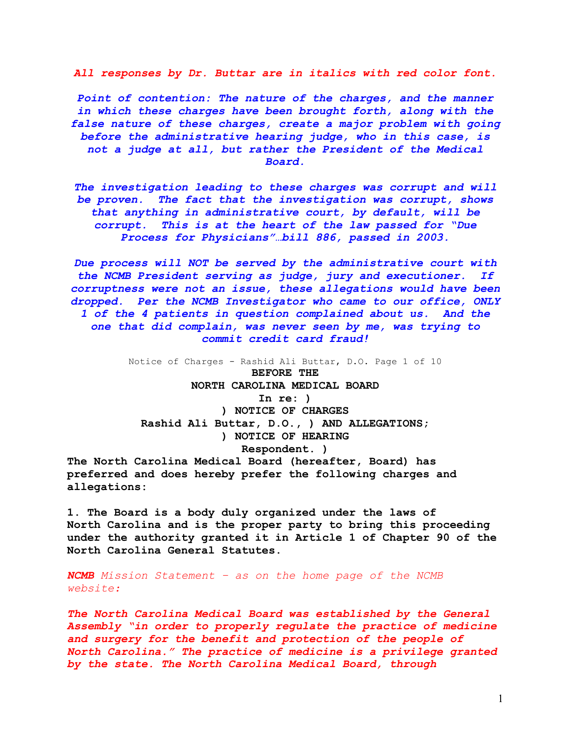*All responses by Dr. Buttar are in italics with red color font.*

***Point of contention: The nature of the charges, and the manner in which these charges have been brought forth, along with the false nature of these charges, create a major problem with going before the administrative hearing judge, who in this case, is not a judge at all, but rather the President of the Medical Board.***

***The investigation leading to these charges was corrupt and will be proven. The fact that the investigation was corrupt, shows that anything in administrative court, by default, will be corrupt. This is at the heart of the law passed for "Due Process for Physicians"…bill 886, passed in 2003.***

***Due process will NOT be served by the administrative court with the NCMB President serving as judge, jury and executioner. If corruptness were not an issue, these allegations would have been dropped. Per the NCMB Investigator who came to our office, ONLY 1 of the 4 patients in question complained about us. And the one that did complain, was never seen by me, was trying to commit credit card fraud!***

Notice of Charges - Rashid Ali Buttar, D.O.

**BEFORE THE**

**NORTH CAROLINA MEDICAL BOARD**

**In re: )**
**) NOTICE OF CHARGES**
**Rashid Ali Buttar, D.O., ) AND ALLEGATIONS;**
**) NOTICE OF HEARING**
**Respondent. )**

**The North Carolina Medical Board (hereafter, Board) has preferred and does hereby prefer the following charges and allegations:**

**1. The Board is a body duly organized under the laws of North Carolina and is the proper party to bring this proceeding under the authority granted it in Article 1 of Chapter 90 of the North Carolina General Statutes.**

***NCMB** Mission Statement – as on the home page of the NCMB website:*

***The North Carolina Medical Board was established by the General Assembly "in order to properly regulate the practice of medicine and surgery for the benefit and protection of the people of North Carolina." The practice of medicine is a privilege granted by the state. The North Carolina Medical Board, through***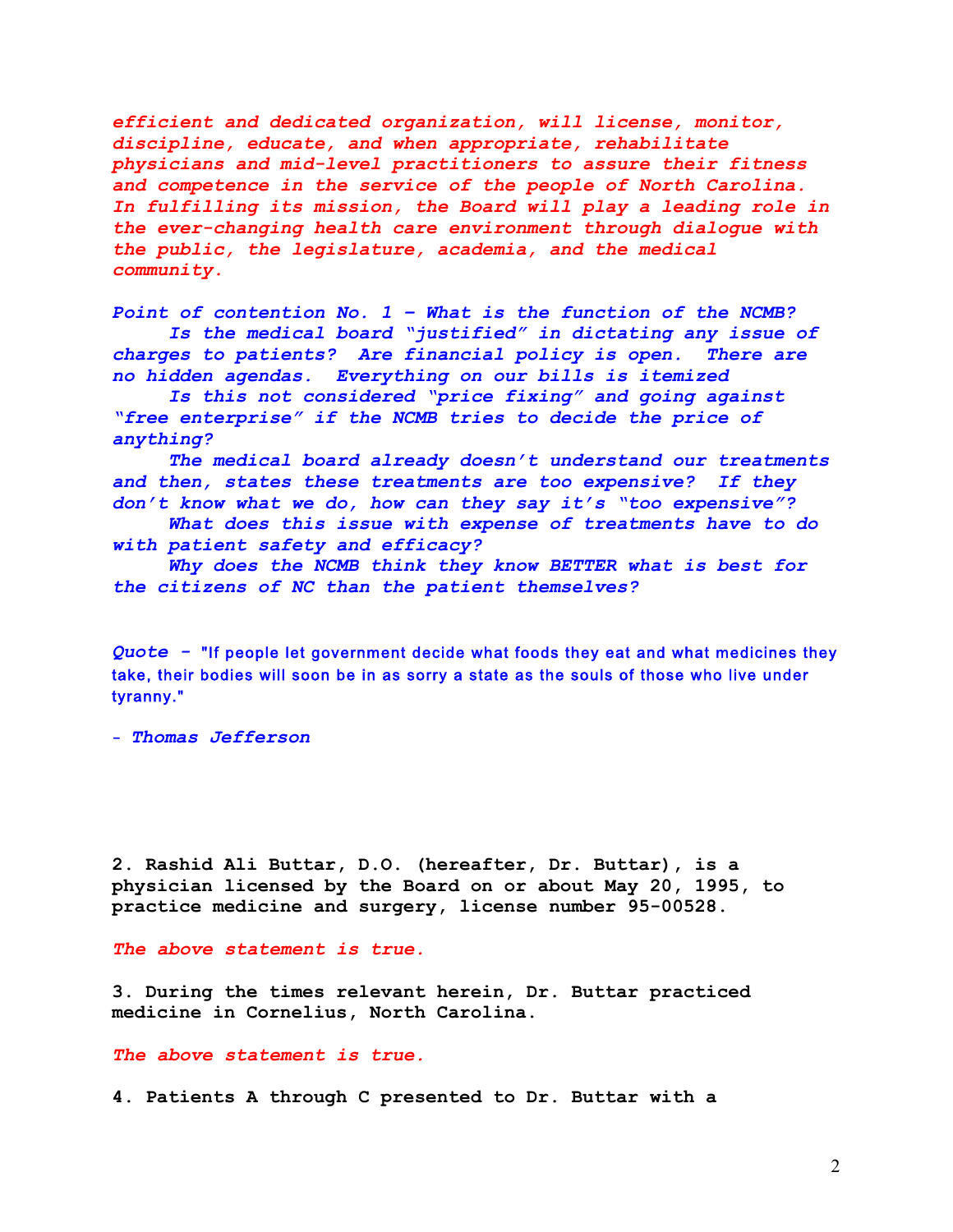*efficient and dedicated organization, will license, monitor, discipline, educate, and when appropriate, rehabilitate physicians and mid-level practitioners to assure their fitness and competence in the service of the people of North Carolina. In fulfilling its mission, the Board will play a leading role in the ever-changing health care environment through dialogue with the public, the legislature, academia, and the medical community.*

*Point of contention No. 1 – What is the function of the NCMB?*

*Is the medical board "justified" in dictating any issue of charges to patients? Are financial policy is open. There are no hidden agendas. Everything on our bills is itemized*

*Is this not considered "price fixing" and going against "free enterprise" if the NCMB tries to decide the price of anything?*

*The medical board already doesn't understand our treatments and then, states these treatments are too expensive? If they don't know what we do, how can they say it's "too expensive"?*

*What does this issue with expense of treatments have to do with patient safety and efficacy?*

*Why does the NCMB think they know BETTER what is best for the citizens of NC than the patient themselves?*

*Quote* – **"If people let government decide what foods they eat and what medicines they take, their bodies will soon be in as sorry a state as the souls of those who live under tyranny."**

*- Thomas Jefferson*

**2. Rashid Ali Buttar, D.O. (hereafter, Dr. Buttar), is a physician licensed by the Board on or about May 20, 1995, to practice medicine and surgery, license number 95-00528.**

*The above statement is true.*

**3. During the times relevant herein, Dr. Buttar practiced medicine in Cornelius, North Carolina.**

*The above statement is true.*

**4. Patients A through C presented to Dr. Buttar with a**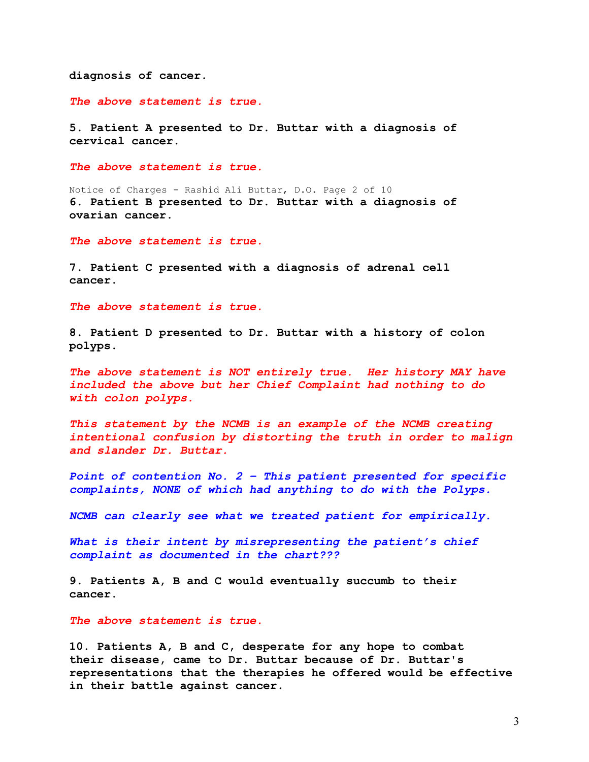**diagnosis of cancer.**

*The above statement is true.*

**5. Patient A presented to Dr. Buttar with a diagnosis of cervical cancer.**

*The above statement is true.*

Notice of Charges - Rashid Ali Buttar, D.O. Page 2 of 10

**6. Patient B presented to Dr. Buttar with a diagnosis of ovarian cancer.**

*The above statement is true.*

**7. Patient C presented with a diagnosis of adrenal cell cancer.**

*The above statement is true.*

**8. Patient D presented to Dr. Buttar with a history of colon polyps.**

*The above statement is NOT entirely true. Her history MAY have included the above but her Chief Complaint had nothing to do with colon polyps.*

*This statement by the NCMB is an example of the NCMB creating intentional confusion by distorting the truth in order to malign and slander Dr. Buttar.*

*Point of contention No. 2 - This patient presented for specific complaints, NONE of which had anything to do with the Polyps.*

*NCMB can clearly see what we treated patient for empirically.*

*What is their intent by misrepresenting the patient's chief complaint as documented in the chart???*

**9. Patients A, B and C would eventually succumb to their cancer.**

*The above statement is true.*

**10. Patients A, B and C, desperate for any hope to combat their disease, came to Dr. Buttar because of Dr. Buttar's representations that the therapies he offered would be effective in their battle against cancer.**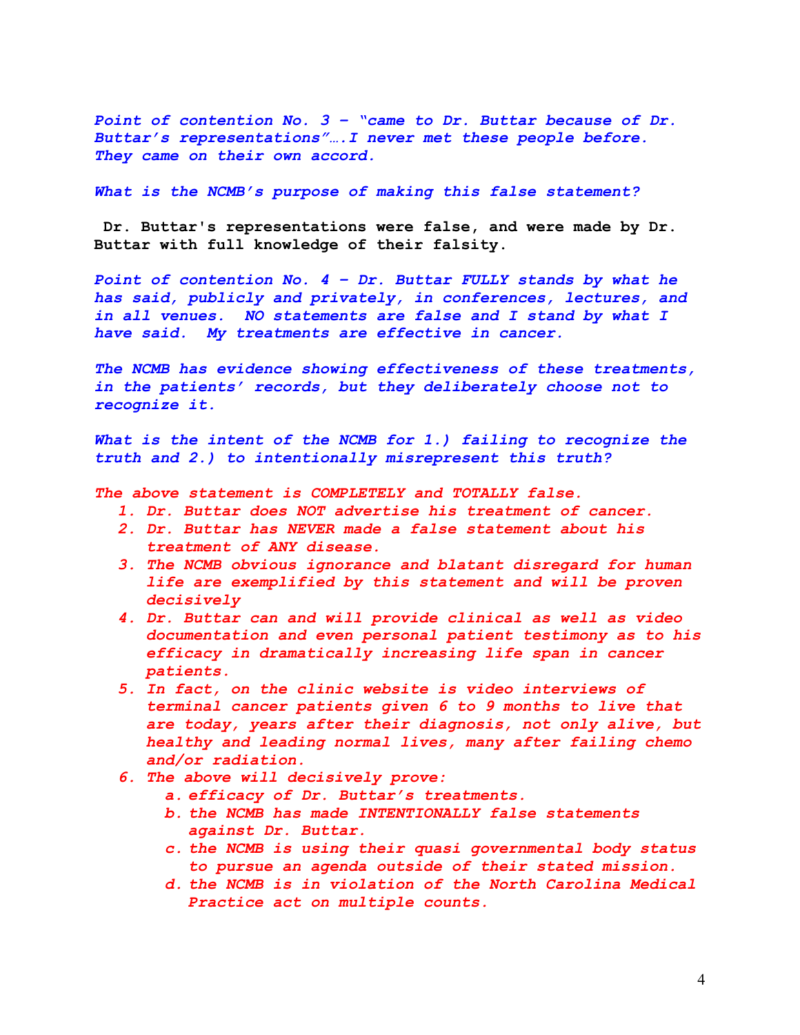*Point of contention No. 3 – "came to Dr. Buttar because of Dr. Buttar's representations"….I never met these people before. They came on their own accord.*

*What is the NCMB's purpose of making this false statement?*

**Dr. Buttar's representations were false, and were made by Dr. Buttar with full knowledge of their falsity.**

*Point of contention No. 4 – Dr. Buttar FULLY stands by what he has said, publicly and privately, in conferences, lectures, and in all venues. NO statements are false and I stand by what I have said. My treatments are effective in cancer.*

*The NCMB has evidence showing effectiveness of these treatments, in the patients' records, but they deliberately choose not to recognize it.*

*What is the intent of the NCMB for 1.) failing to recognize the truth and 2.) to intentionally misrepresent this truth?*

*The above statement is COMPLETELY and TOTALLY false.*

1. *Dr. Buttar does NOT advertise his treatment of cancer.*
2. *Dr. Buttar has NEVER made a false statement about his treatment of ANY disease.*
3. *The NCMB obvious ignorance and blatant disregard for human life are exemplified by this statement and will be proven decisively*
4. *Dr. Buttar can and will provide clinical as well as video documentation and even personal patient testimony as to his efficacy in dramatically increasing life span in cancer patients.*
5. *In fact, on the clinic website is video interviews of terminal cancer patients given 6 to 9 months to live that are today, years after their diagnosis, not only alive, but healthy and leading normal lives, many after failing chemo and/or radiation.*
6. *The above will decisively prove:*
   a. *efficacy of Dr. Buttar's treatments.*
   b. *the NCMB has made INTENTIONALLY false statements against Dr. Buttar.*
   c. *the NCMB is using their quasi governmental body status to pursue an agenda outside of their stated mission.*
   d. *the NCMB is in violation of the North Carolina Medical Practice act on multiple counts.*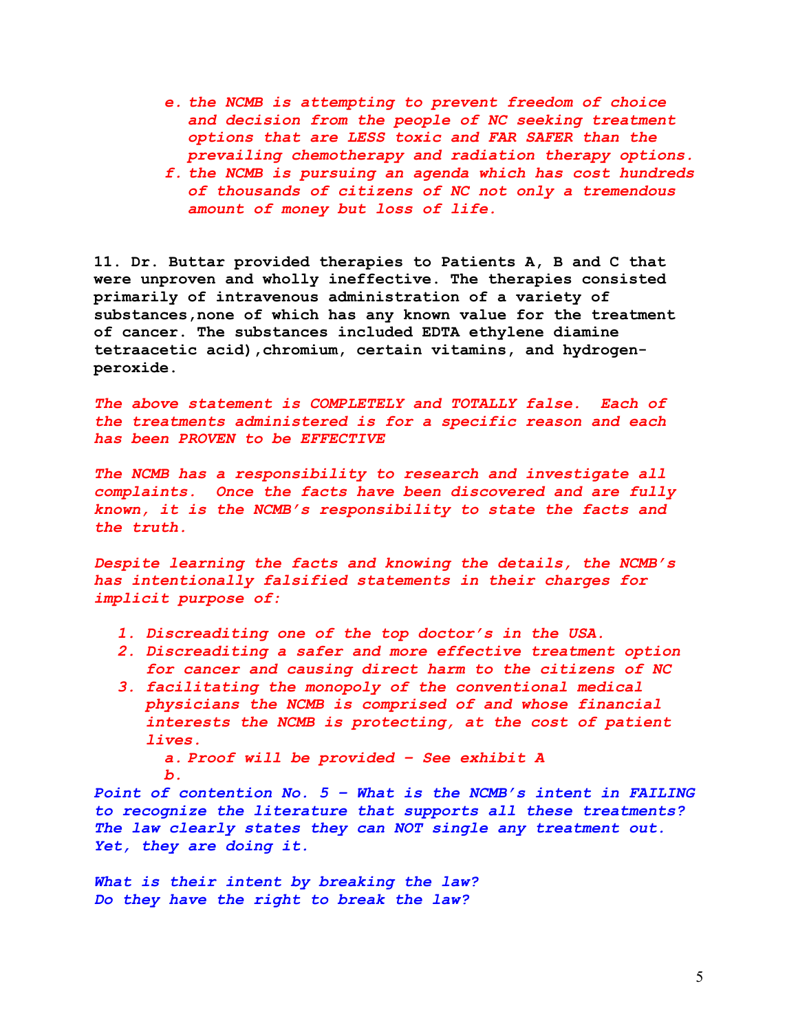*e. the NCMB is attempting to prevent freedom of choice and decision from the people of NC seeking treatment options that are LESS toxic and FAR SAFER than the prevailing chemotherapy and radiation therapy options.*

*f. the NCMB is pursuing an agenda which has cost hundreds of thousands of citizens of NC not only a tremendous amount of money but loss of life.*

**11. Dr. Buttar provided therapies to Patients A, B and C that were unproven and wholly ineffective. The therapies consisted primarily of intravenous administration of a variety of substances,none of which has any known value for the treatment of cancer. The substances included EDTA ethylene diamine tetraacetic acid),chromium, certain vitamins, and hydrogen-peroxide.**

*The above statement is COMPLETELY and TOTALLY false. Each of the treatments administered is for a specific reason and each has been PROVEN to be EFFECTIVE*

*The NCMB has a responsibility to research and investigate all complaints. Once the facts have been discovered and are fully known, it is the NCMB's responsibility to state the facts and the truth.*

*Despite learning the facts and knowing the details, the NCMB's has intentionally falsified statements in their charges for implicit purpose of:*

1. *Discreaditing one of the top doctor's in the USA.*
2. *Discreaditing a safer and more effective treatment option for cancer and causing direct harm to the citizens of NC*
3. *facilitating the monopoly of the conventional medical physicians the NCMB is comprised of and whose financial interests the NCMB is protecting, at the cost of patient lives.*
    a. *Proof will be provided – See exhibit A*
    b.

*Point of contention No. 5 – What is the NCMB's intent in FAILING to recognize the literature that supports all these treatments? The law clearly states they can NOT single any treatment out. Yet, they are doing it.*

*What is their intent by breaking the law?*
*Do they have the right to break the law?*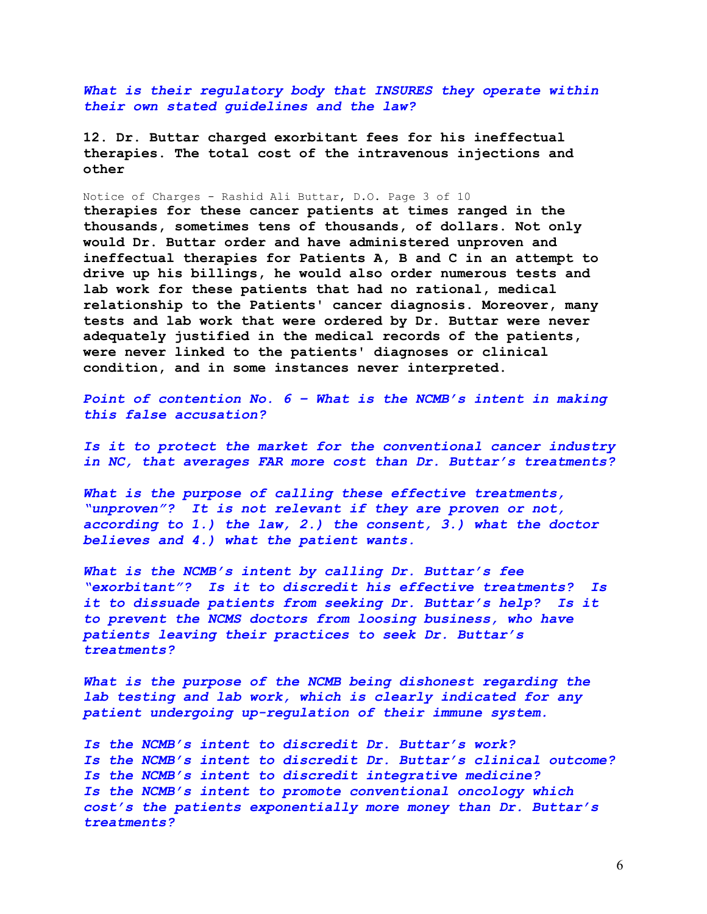*What is their regulatory body that INSURES they operate within their own stated guidelines and the law?*

**12. Dr. Buttar charged exorbitant fees for his ineffectual therapies. The total cost of the intravenous injections and other**

Notice of Charges - Rashid Ali Buttar, D.O. Page 3 of 10

**therapies for these cancer patients at times ranged in the thousands, sometimes tens of thousands, of dollars. Not only would Dr. Buttar order and have administered unproven and ineffectual therapies for Patients A, B and C in an attempt to drive up his billings, he would also order numerous tests and lab work for these patients that had no rational, medical relationship to the Patients' cancer diagnosis. Moreover, many tests and lab work that were ordered by Dr. Buttar were never adequately justified in the medical records of the patients, were never linked to the patients' diagnoses or clinical condition, and in some instances never interpreted.**

*Point of contention No. 6 – What is the NCMB's intent in making this false accusation?*

*Is it to protect the market for the conventional cancer industry in NC, that averages FAR more cost than Dr. Buttar's treatments?*

*What is the purpose of calling these effective treatments, "unproven"? It is not relevant if they are proven or not, according to 1.) the law, 2.) the consent, 3.) what the doctor believes and 4.) what the patient wants.*

*What is the NCMB's intent by calling Dr. Buttar's fee "exorbitant"? Is it to discredit his effective treatments? Is it to dissuade patients from seeking Dr. Buttar's help? Is it to prevent the NCMS doctors from loosing business, who have patients leaving their practices to seek Dr. Buttar's treatments?*

*What is the purpose of the NCMB being dishonest regarding the lab testing and lab work, which is clearly indicated for any patient undergoing up-regulation of their immune system.*

*Is the NCMB's intent to discredit Dr. Buttar's work?*
*Is the NCMB's intent to discredit Dr. Buttar's clinical outcome?*
*Is the NCMB's intent to discredit integrative medicine?*
*Is the NCMB's intent to promote conventional oncology which cost's the patients exponentially more money than Dr. Buttar's treatments?*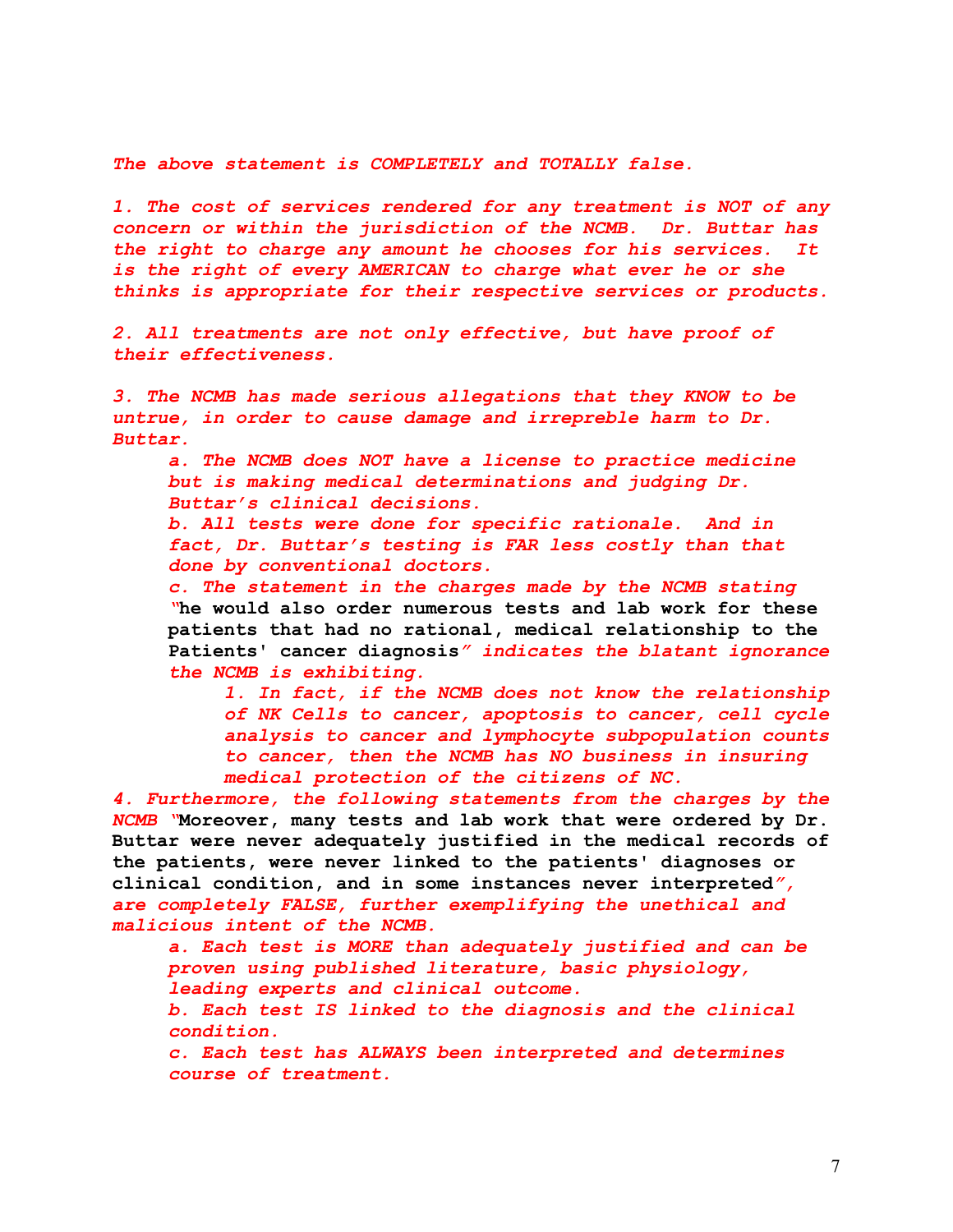*The above statement is COMPLETELY and TOTALLY false.*

*1. The cost of services rendered for any treatment is NOT of any concern or within the jurisdiction of the NCMB. Dr. Buttar has the right to charge any amount he chooses for his services. It is the right of every AMERICAN to charge what ever he or she thinks is appropriate for their respective services or products.*

*2. All treatments are not only effective, but have proof of their effectiveness.*

*3. The NCMB has made serious allegations that they KNOW to be untrue, in order to cause damage and irrepreble harm to Dr. Buttar.*

> *a. The NCMB does NOT have a license to practice medicine but is making medical determinations and judging Dr. Buttar's clinical decisions.*
>
> *b. All tests were done for specific rationale. And in fact, Dr. Buttar's testing is FAR less costly than that done by conventional doctors.*
>
> *c. The statement in the charges made by the NCMB stating "***he would also order numerous tests and lab work for these patients that had no rational, medical relationship to the Patients' cancer diagnosis***" indicates the blatant ignorance the NCMB is exhibiting.*
>
> > *1. In fact, if the NCMB does not know the relationship of NK Cells to cancer, apoptosis to cancer, cell cycle analysis to cancer and lymphocyte subpopulation counts to cancer, then the NCMB has NO business in insuring medical protection of the citizens of NC.*

*4. Furthermore, the following statements from the charges by the NCMB "***Moreover, many tests and lab work that were ordered by Dr. Buttar were never adequately justified in the medical records of the patients, were never linked to the patients' diagnoses or clinical condition, and in some instances never interpreted***", are completely FALSE, further exemplifying the unethical and malicious intent of the NCMB.*

> *a. Each test is MORE than adequately justified and can be proven using published literature, basic physiology, leading experts and clinical outcome.*
>
> *b. Each test IS linked to the diagnosis and the clinical condition.*
>
> *c. Each test has ALWAYS been interpreted and determines course of treatment.*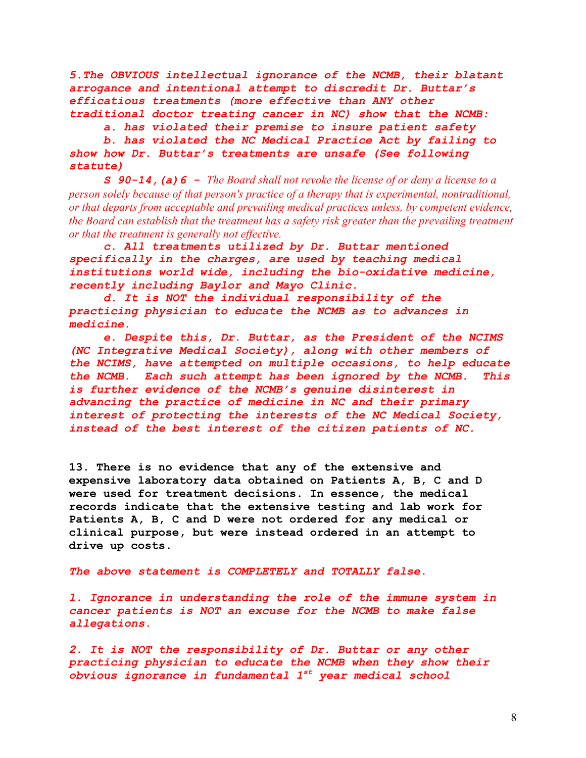*5.The OBVIOUS intellectual ignorance of the NCMB, their blatant arrogance and intentional attempt to discredit Dr. Buttar's efficacious treatments (more effective than ANY other traditional doctor treating cancer in NC) show that the NCMB:*

*a. has violated their premise to insure patient safety*

*b. has violated the NC Medical Practice Act by failing to show how Dr. Buttar's treatments are unsafe (See following statute)*

***S 90-14,(a)6 -*** *The Board shall not revoke the license of or deny a license to a person solely because of that person's practice of a therapy that is experimental, nontraditional, or that departs from acceptable and prevailing medical practices unless, by competent evidence, the Board can establish that the treatment has a safety risk greater than the prevailing treatment or that the treatment is generally not effective.*

*c. All treatments utilized by Dr. Buttar mentioned specifically in the charges, are used by teaching medical institutions world wide, including the bio-oxidative medicine, recently including Baylor and Mayo Clinic.*

*d. It is NOT the individual responsibility of the practicing physician to educate the NCMB as to advances in medicine.*

*e. Despite this, Dr. Buttar, as the President of the NCIMS (NC Integrative Medical Society), along with other members of the NCIMS, have attempted on multiple occasions, to help educate the NCMB. Each such attempt has been ignored by the NCMB. This is further evidence of the NCMB's genuine disinterest in advancing the practice of medicine in NC and their primary interest of protecting the interests of the NC Medical Society, instead of the best interest of the citizen patients of NC.*

**13. There is no evidence that any of the extensive and expensive laboratory data obtained on Patients A, B, C and D were used for treatment decisions. In essence, the medical records indicate that the extensive testing and lab work for Patients A, B, C and D were not ordered for any medical or clinical purpose, but were instead ordered in an attempt to drive up costs.**

*The above statement is COMPLETELY and TOTALLY false.*

*1. Ignorance in understanding the role of the immune system in cancer patients is NOT an excuse for the NCMB to make false allegations.*

*2. It is NOT the responsibility of Dr. Buttar or any other practicing physician to educate the NCMB when they show their obvious ignorance in fundamental 1st year medical school*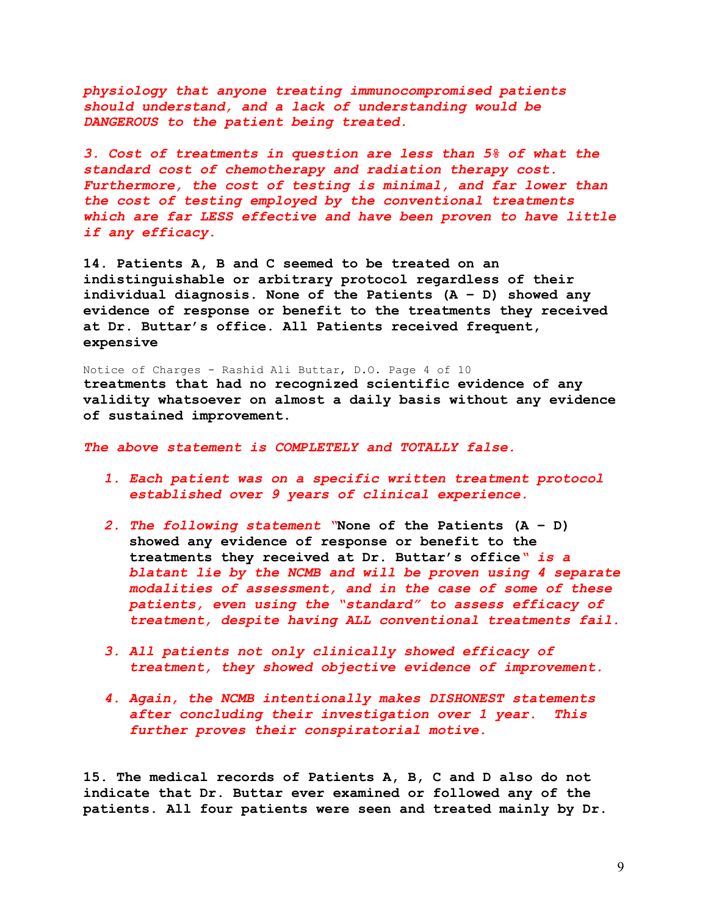*physiology that anyone treating immunocompromised patients should understand, and a lack of understanding would be DANGEROUS to the patient being treated.*

*3. Cost of treatments in question are less than 5% of what the standard cost of chemotherapy and radiation therapy cost. Furthermore, the cost of testing is minimal, and far lower than the cost of testing employed by the conventional treatments which are far LESS effective and have been proven to have little if any efficacy.*

**14. Patients A, B and C seemed to be treated on an indistinguishable or arbitrary protocol regardless of their individual diagnosis. None of the Patients (A – D) showed any evidence of response or benefit to the treatments they received at Dr. Buttar's office. All Patients received frequent, expensive**

Notice of Charges - Rashid Ali Buttar, D.O. Page 4 of 10

**treatments that had no recognized scientific evidence of any validity whatsoever on almost a daily basis without any evidence of sustained improvement.**

*The above statement is COMPLETELY and TOTALLY false.*

1. *Each patient was on a specific written treatment protocol established over 9 years of clinical experience.*

2. *The following statement "***None of the Patients (A – D) showed any evidence of response or benefit to the treatments they received at Dr. Buttar's office***" is a blatant lie by the NCMB and will be proven using 4 separate modalities of assessment, and in the case of some of these patients, even using the "standard" to assess efficacy of treatment, despite having ALL conventional treatments fail.*

3. *All patients not only clinically showed efficacy of treatment, they showed objective evidence of improvement.*

4. *Again, the NCMB intentionally makes DISHONEST statements after concluding their investigation over 1 year. This further proves their conspiratorial motive.*

**15. The medical records of Patients A, B, C and D also do not indicate that Dr. Buttar ever examined or followed any of the patients. All four patients were seen and treated mainly by Dr.**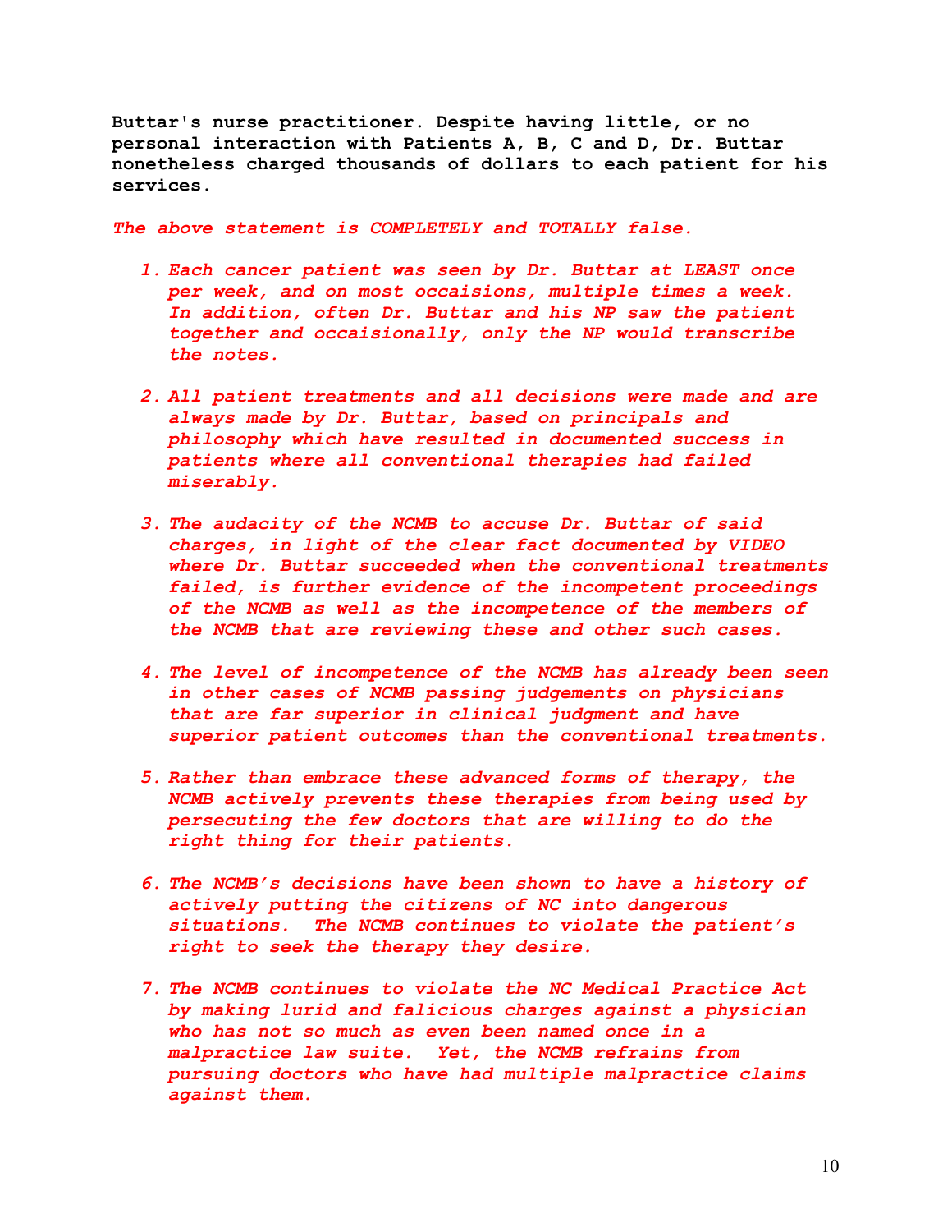**Buttar's nurse practitioner. Despite having little, or no personal interaction with Patients A, B, C and D, Dr. Buttar nonetheless charged thousands of dollars to each patient for his services.**

***The above statement is COMPLETELY and TOTALLY false.***

1. ***Each cancer patient was seen by Dr. Buttar at LEAST once per week, and on most occaisions, multiple times a week. In addition, often Dr. Buttar and his NP saw the patient together and occaisionally, only the NP would transcribe the notes.***

2. ***All patient treatments and all decisions were made and are always made by Dr. Buttar, based on principals and philosophy which have resulted in documented success in patients where all conventional therapies had failed miserably.***

3. ***The audacity of the NCMB to accuse Dr. Buttar of said charges, in light of the clear fact documented by VIDEO where Dr. Buttar succeeded when the conventional treatments failed, is further evidence of the incompetent proceedings of the NCMB as well as the incompetence of the members of the NCMB that are reviewing these and other such cases.***

4. ***The level of incompetence of the NCMB has already been seen in other cases of NCMB passing judgements on physicians that are far superior in clinical judgment and have superior patient outcomes than the conventional treatments.***

5. ***Rather than embrace these advanced forms of therapy, the NCMB actively prevents these therapies from being used by persecuting the few doctors that are willing to do the right thing for their patients.***

6. ***The NCMB's decisions have been shown to have a history of actively putting the citizens of NC into dangerous situations. The NCMB continues to violate the patient's right to seek the therapy they desire.***

7. ***The NCMB continues to violate the NC Medical Practice Act by making lurid and falicious charges against a physician who has not so much as even been named once in a malpractice law suite. Yet, the NCMB refrains from pursuing doctors who have had multiple malpractice claims against them.***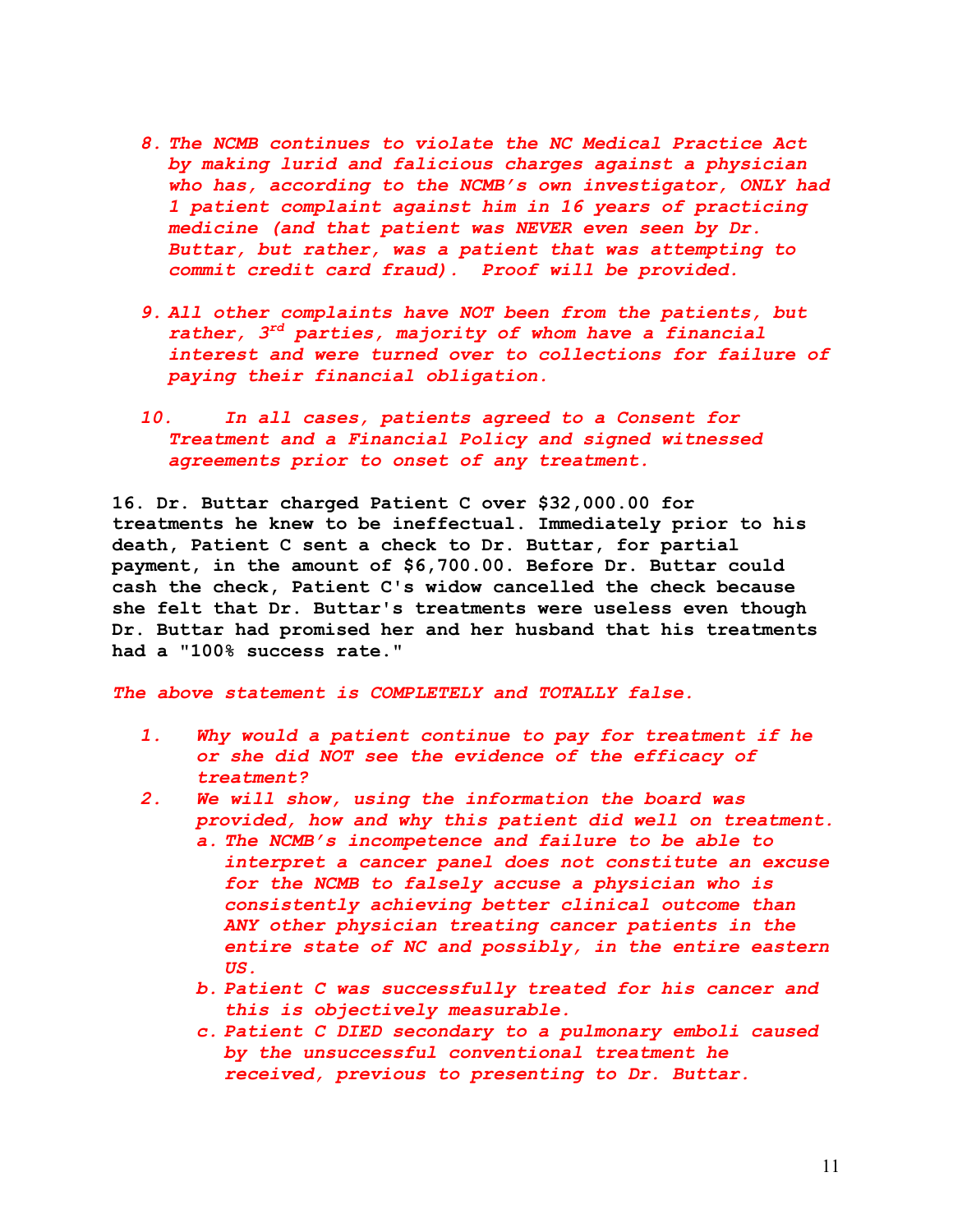8. *The NCMB continues to violate the NC Medical Practice Act by making lurid and falicious charges against a physician who has, according to the NCMB's own investigator, ONLY had 1 patient complaint against him in 16 years of practicing medicine (and that patient was NEVER even seen by Dr. Buttar, but rather, was a patient that was attempting to commit credit card fraud). Proof will be provided.*

9. *All other complaints have NOT been from the patients, but rather, 3rd parties, majority of whom have a financial interest and were turned over to collections for failure of paying their financial obligation.*

10. *In all cases, patients agreed to a Consent for Treatment and a Financial Policy and signed witnessed agreements prior to onset of any treatment.*

**16. Dr. Buttar charged Patient C over $32,000.00 for treatments he knew to be ineffectual. Immediately prior to his death, Patient C sent a check to Dr. Buttar, for partial payment, in the amount of $6,700.00. Before Dr. Buttar could cash the check, Patient C's widow cancelled the check because she felt that Dr. Buttar's treatments were useless even though Dr. Buttar had promised her and her husband that his treatments had a "100% success rate."**

*The above statement is COMPLETELY and TOTALLY false.*

1. *Why would a patient continue to pay for treatment if he or she did NOT see the evidence of the efficacy of treatment?*
2. *We will show, using the information the board was provided, how and why this patient did well on treatment.*
   a. *The NCMB's incompetence and failure to be able to interpret a cancer panel does not constitute an excuse for the NCMB to falsely accuse a physician who is consistently achieving better clinical outcome than ANY other physician treating cancer patients in the entire state of NC and possibly, in the entire eastern US.*
   b. *Patient C was successfully treated for his cancer and this is objectively measurable.*
   c. *Patient C DIED secondary to a pulmonary emboli caused by the unsuccessful conventional treatment he received, previous to presenting to Dr. Buttar.*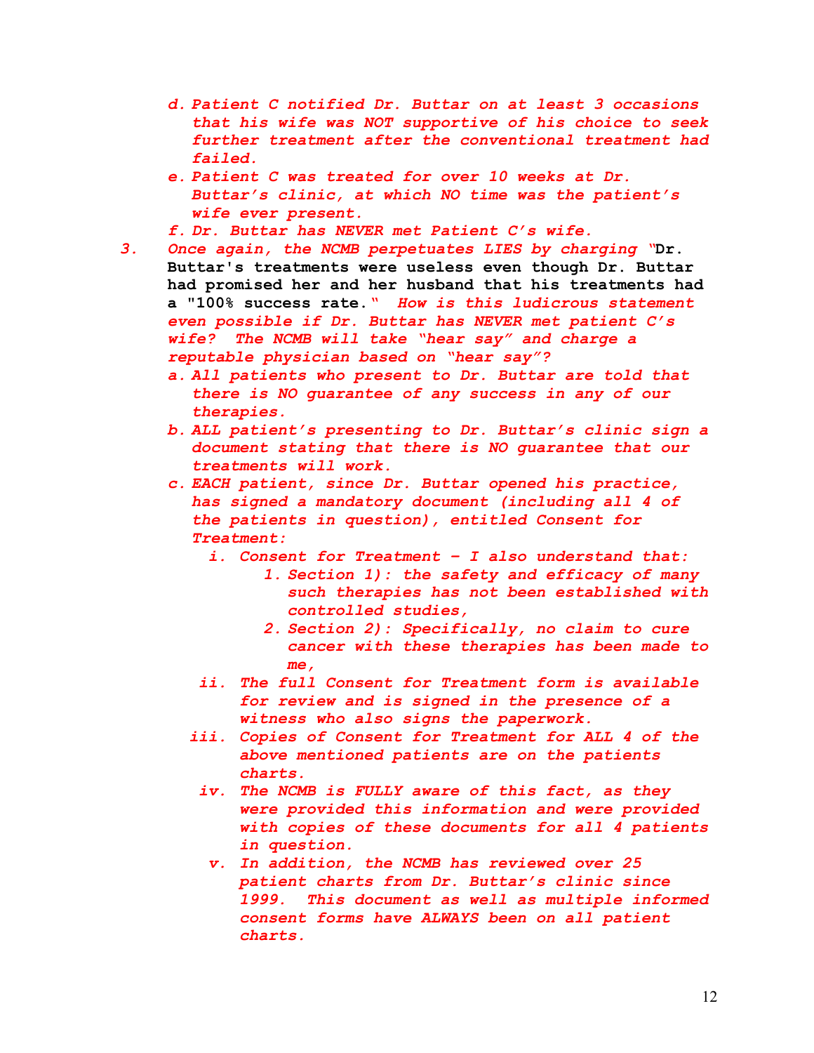- d. *Patient C notified Dr. Buttar on at least 3 occasions that his wife was NOT supportive of his choice to seek further treatment after the conventional treatment had failed.*
- e. *Patient C was treated for over 10 weeks at Dr. Buttar's clinic, at which NO time was the patient's wife ever present.*
- f. *Dr. Buttar has NEVER met Patient C's wife.*

3. *Once again, the NCMB perpetuates LIES by charging* "**Dr. Buttar's treatments were useless even though Dr. Buttar had promised her and her husband that his treatments had a "100% success rate.**" *How is this ludicrous statement even possible if Dr. Buttar has NEVER met patient C's wife? The NCMB will take "hear say" and charge a reputable physician based on "hear say"?*
   - a. *All patients who present to Dr. Buttar are told that there is NO guarantee of any success in any of our therapies.*
   - b. *ALL patient's presenting to Dr. Buttar's clinic sign a document stating that there is NO guarantee that our treatments will work.*
   - c. *EACH patient, since Dr. Buttar opened his practice, has signed a mandatory document (including all 4 of the patients in question), entitled Consent for Treatment:*
     - i. *Consent for Treatment – I also understand that:*
       1. *Section 1): the safety and efficacy of many such therapies has not been established with controlled studies,*
       2. *Section 2): Specifically, no claim to cure cancer with these therapies has been made to me,*
     - ii. *The full Consent for Treatment form is available for review and is signed in the presence of a witness who also signs the paperwork.*
     - iii. *Copies of Consent for Treatment for ALL 4 of the above mentioned patients are on the patients charts.*
     - iv. *The NCMB is FULLY aware of this fact, as they were provided this information and were provided with copies of these documents for all 4 patients in question.*
     - v. *In addition, the NCMB has reviewed over 25 patient charts from Dr. Buttar's clinic since 1999. This document as well as multiple informed consent forms have ALWAYS been on all patient charts.*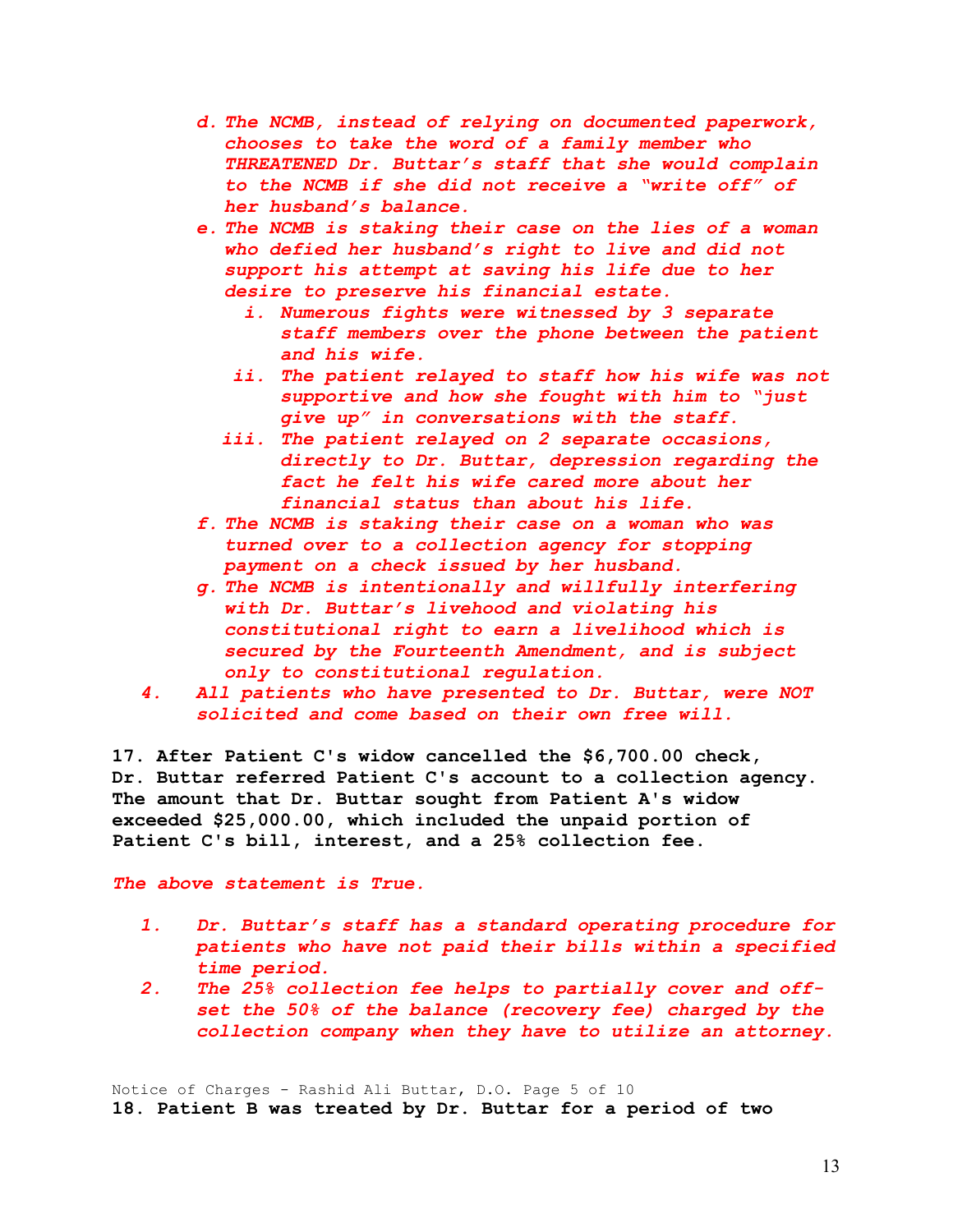*d. The NCMB, instead of relying on documented paperwork, chooses to take the word of a family member who THREATENED Dr. Buttar's staff that she would complain to the NCMB if she did not receive a "write off" of her husband's balance.*

*e. The NCMB is staking their case on the lies of a woman who defied her husband's right to live and did not support his attempt at saving his life due to her desire to preserve his financial estate.*

   *i. Numerous fights were witnessed by 3 separate staff members over the phone between the patient and his wife.*

   *ii. The patient relayed to staff how his wife was not supportive and how she fought with him to "just give up" in conversations with the staff.*

   *iii. The patient relayed on 2 separate occasions, directly to Dr. Buttar, depression regarding the fact he felt his wife cared more about her financial status than about his life.*

*f. The NCMB is staking their case on a woman who was turned over to a collection agency for stopping payment on a check issued by her husband.*

*g. The NCMB is intentionally and willfully interfering with Dr. Buttar's livehood and violating his constitutional right to earn a livelihood which is secured by the Fourteenth Amendment, and is subject only to constitutional regulation.*

*4. All patients who have presented to Dr. Buttar, were NOT solicited and come based on their own free will.*

**17. After Patient C's widow cancelled the $6,700.00 check, Dr. Buttar referred Patient C's account to a collection agency. The amount that Dr. Buttar sought from Patient A's widow exceeded $25,000.00, which included the unpaid portion of Patient C's bill, interest, and a 25% collection fee.**

*The above statement is True.*

*1. Dr. Buttar's staff has a standard operating procedure for patients who have not paid their bills within a specified time period.*

*2. The 25% collection fee helps to partially cover and off-set the 50% of the balance (recovery fee) charged by the collection company when they have to utilize an attorney.*

**18. Patient B was treated by Dr. Buttar for a period of two**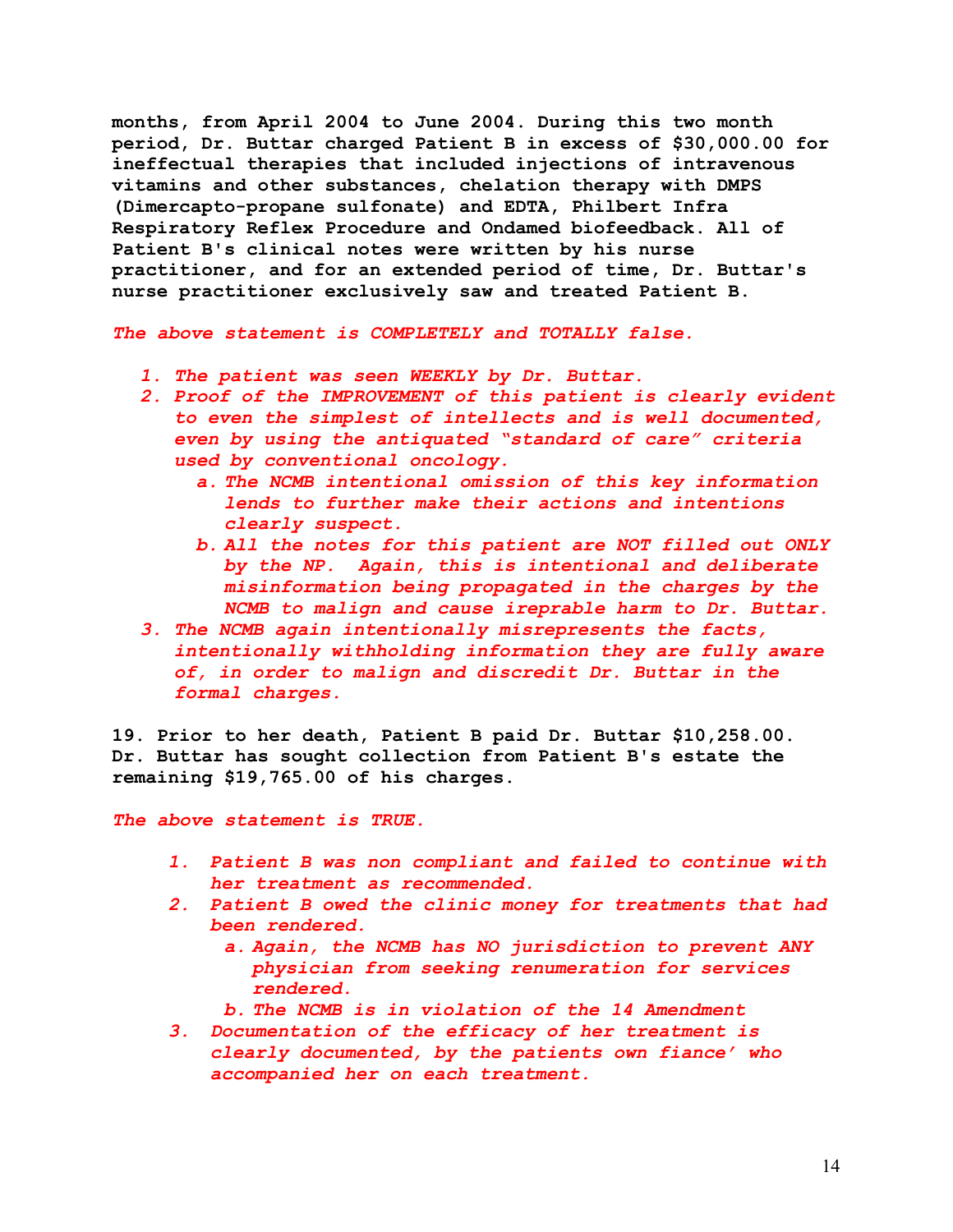**months, from April 2004 to June 2004. During this two month period, Dr. Buttar charged Patient B in excess of $30,000.00 for ineffectual therapies that included injections of intravenous vitamins and other substances, chelation therapy with DMPS (Dimercapto-propane sulfonate) and EDTA, Philbert Infra Respiratory Reflex Procedure and Ondamed biofeedback. All of Patient B's clinical notes were written by his nurse practitioner, and for an extended period of time, Dr. Buttar's nurse practitioner exclusively saw and treated Patient B.**

***The above statement is COMPLETELY and TOTALLY false.***

1. ***The patient was seen WEEKLY by Dr. Buttar.***
2. ***Proof of the IMPROVEMENT of this patient is clearly evident to even the simplest of intellects and is well documented, even by using the antiquated "standard of care" criteria used by conventional oncology.***
   a. ***The NCMB intentional omission of this key information lends to further make their actions and intentions clearly suspect.***
   b. ***All the notes for this patient are NOT filled out ONLY by the NP. Again, this is intentional and deliberate misinformation being propagated in the charges by the NCMB to malign and cause ireprable harm to Dr. Buttar.***
3. ***The NCMB again intentionally misrepresents the facts, intentionally withholding information they are fully aware of, in order to malign and discredit Dr. Buttar in the formal charges.***

**19. Prior to her death, Patient B paid Dr. Buttar $10,258.00. Dr. Buttar has sought collection from Patient B's estate the remaining $19,765.00 of his charges.**

***The above statement is TRUE.***

1. ***Patient B was non compliant and failed to continue with her treatment as recommended.***
2. ***Patient B owed the clinic money for treatments that had been rendered.***
   a. ***Again, the NCMB has NO jurisdiction to prevent ANY physician from seeking renumeration for services rendered.***
   b. ***The NCMB is in violation of the 14 Amendment***
3. ***Documentation of the efficacy of her treatment is clearly documented, by the patients own fiance' who accompanied her on each treatment.***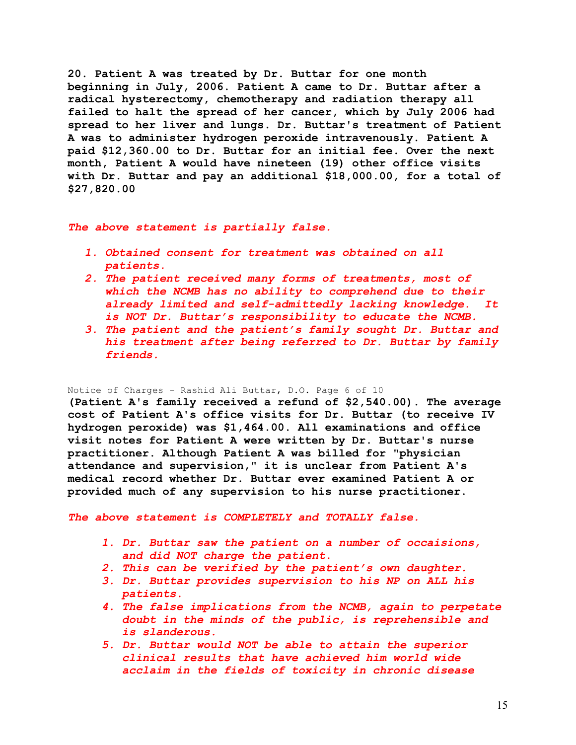**20. Patient A was treated by Dr. Buttar for one month beginning in July, 2006. Patient A came to Dr. Buttar after a radical hysterectomy, chemotherapy and radiation therapy all failed to halt the spread of her cancer, which by July 2006 had spread to her liver and lungs. Dr. Buttar's treatment of Patient A was to administer hydrogen peroxide intravenously. Patient A paid $12,360.00 to Dr. Buttar for an initial fee. Over the next month, Patient A would have nineteen (19) other office visits with Dr. Buttar and pay an additional $18,000.00, for a total of $27,820.00**

***The above statement is partially false.***

1. ***Obtained consent for treatment was obtained on all patients.***
2. ***The patient received many forms of treatments, most of which the NCMB has no ability to comprehend due to their already limited and self-admittedly lacking knowledge. It is NOT Dr. Buttar's responsibility to educate the NCMB.***
3. ***The patient and the patient's family sought Dr. Buttar and his treatment after being referred to Dr. Buttar by family friends.***

Notice of Charges - Rashid Ali Buttar, D.O. Page 6 of 10

**(Patient A's family received a refund of $2,540.00). The average cost of Patient A's office visits for Dr. Buttar (to receive IV hydrogen peroxide) was $1,464.00. All examinations and office visit notes for Patient A were written by Dr. Buttar's nurse practitioner. Although Patient A was billed for "physician attendance and supervision," it is unclear from Patient A's medical record whether Dr. Buttar ever examined Patient A or provided much of any supervision to his nurse practitioner.**

***The above statement is COMPLETELY and TOTALLY false.***

1. ***Dr. Buttar saw the patient on a number of occaisions, and did NOT charge the patient.***
2. ***This can be verified by the patient's own daughter.***
3. ***Dr. Buttar provides supervision to his NP on ALL his patients.***
4. ***The false implications from the NCMB, again to perpetate doubt in the minds of the public, is reprehensible and is slanderous.***
5. ***Dr. Buttar would NOT be able to attain the superior clinical results that have achieved him world wide acclaim in the fields of toxicity in chronic disease***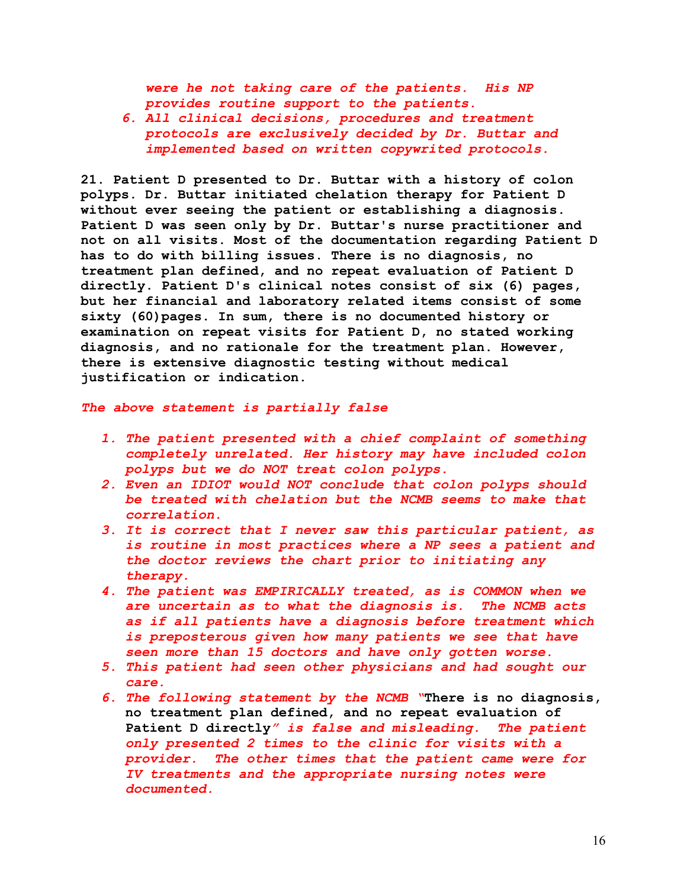*were he not taking care of the patients. His NP provides routine support to the patients.*

6. *All clinical decisions, procedures and treatment protocols are exclusively decided by Dr. Buttar and implemented based on written copywrited protocols.*

**21. Patient D presented to Dr. Buttar with a history of colon polyps. Dr. Buttar initiated chelation therapy for Patient D without ever seeing the patient or establishing a diagnosis. Patient D was seen only by Dr. Buttar's nurse practitioner and not on all visits. Most of the documentation regarding Patient D has to do with billing issues. There is no diagnosis, no treatment plan defined, and no repeat evaluation of Patient D directly. Patient D's clinical notes consist of six (6) pages, but her financial and laboratory related items consist of some sixty (60)pages. In sum, there is no documented history or examination on repeat visits for Patient D, no stated working diagnosis, and no rationale for the treatment plan. However, there is extensive diagnostic testing without medical justification or indication.**

*The above statement is partially false*

1. *The patient presented with a chief complaint of something completely unrelated. Her history may have included colon polyps but we do NOT treat colon polyps.*
2. *Even an IDIOT would NOT conclude that colon polyps should be treated with chelation but the NCMB seems to make that correlation.*
3. *It is correct that I never saw this particular patient, as is routine in most practices where a NP sees a patient and the doctor reviews the chart prior to initiating any therapy.*
4. *The patient was EMPIRICALLY treated, as is COMMON when we are uncertain as to what the diagnosis is. The NCMB acts as if all patients have a diagnosis before treatment which is preposterous given how many patients we see that have seen more than 15 doctors and have only gotten worse.*
5. *This patient had seen other physicians and had sought our care.*
6. *The following statement by the NCMB "***There is no diagnosis, no treatment plan defined, and no repeat evaluation of Patient D directly***" is false and misleading. The patient only presented 2 times to the clinic for visits with a provider. The other times that the patient came were for IV treatments and the appropriate nursing notes were documented.*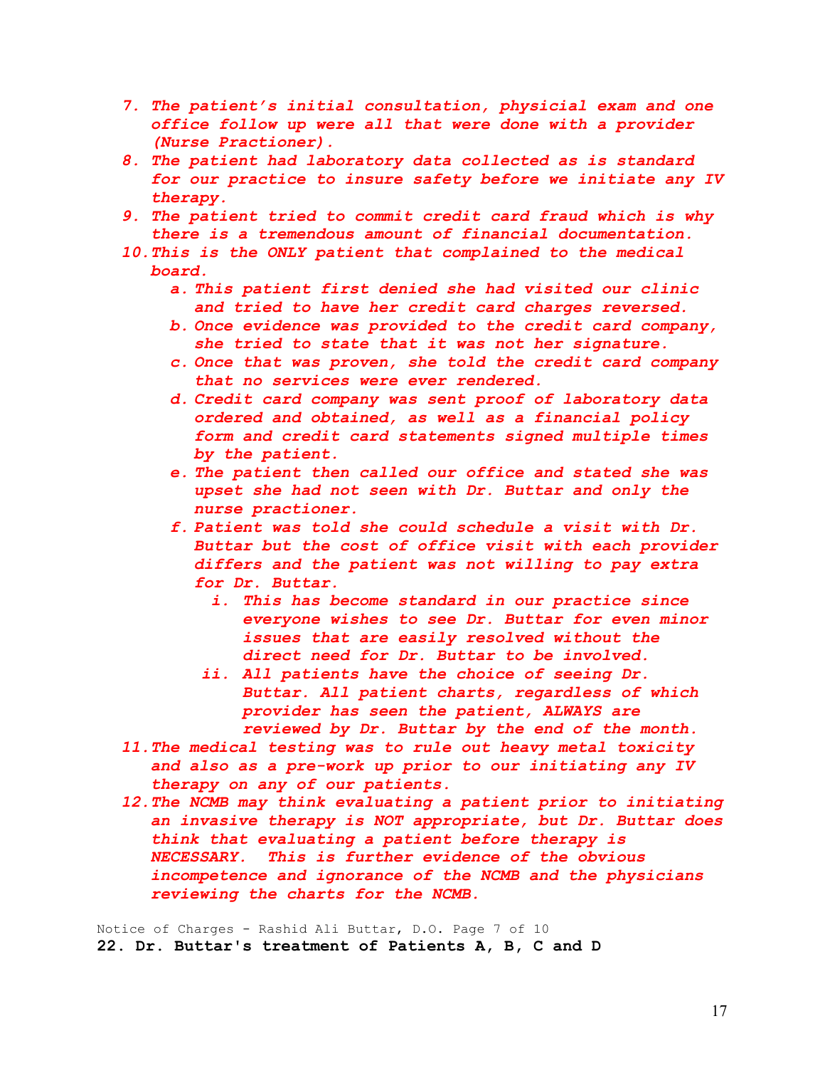7. *The patient's initial consultation, physicial exam and one office follow up were all that were done with a provider (Nurse Practioner).*
8. *The patient had laboratory data collected as is standard for our practice to insure safety before we initiate any IV therapy.*
9. *The patient tried to commit credit card fraud which is why there is a tremendous amount of financial documentation.*
10. *This is the ONLY patient that complained to the medical board.*
    a. *This patient first denied she had visited our clinic and tried to have her credit card charges reversed.*
    b. *Once evidence was provided to the credit card company, she tried to state that it was not her signature.*
    c. *Once that was proven, she told the credit card company that no services were ever rendered.*
    d. *Credit card company was sent proof of laboratory data ordered and obtained, as well as a financial policy form and credit card statements signed multiple times by the patient.*
    e. *The patient then called our office and stated she was upset she had not seen with Dr. Buttar and only the nurse practioner.*
    f. *Patient was told she could schedule a visit with Dr. Buttar but the cost of office visit with each provider differs and the patient was not willing to pay extra for Dr. Buttar.*
        i. *This has become standard in our practice since everyone wishes to see Dr. Buttar for even minor issues that are easily resolved without the direct need for Dr. Buttar to be involved.*
        ii. *All patients have the choice of seeing Dr. Buttar. All patient charts, regardless of which provider has seen the patient, ALWAYS are reviewed by Dr. Buttar by the end of the month.*
11. *The medical testing was to rule out heavy metal toxicity and also as a pre-work up prior to our initiating any IV therapy on any of our patients.*
12. *The NCMB may think evaluating a patient prior to initiating an invasive therapy is NOT appropriate, but Dr. Buttar does think that evaluating a patient before therapy is NECESSARY. This is further evidence of the obvious incompetence and ignorance of the NCMB and the physicians reviewing the charts for the NCMB.*

Notice of Charges - Rashid Ali Buttar, D.O. Page 7 of 10

**22. Dr. Buttar's treatment of Patients A, B, C and D**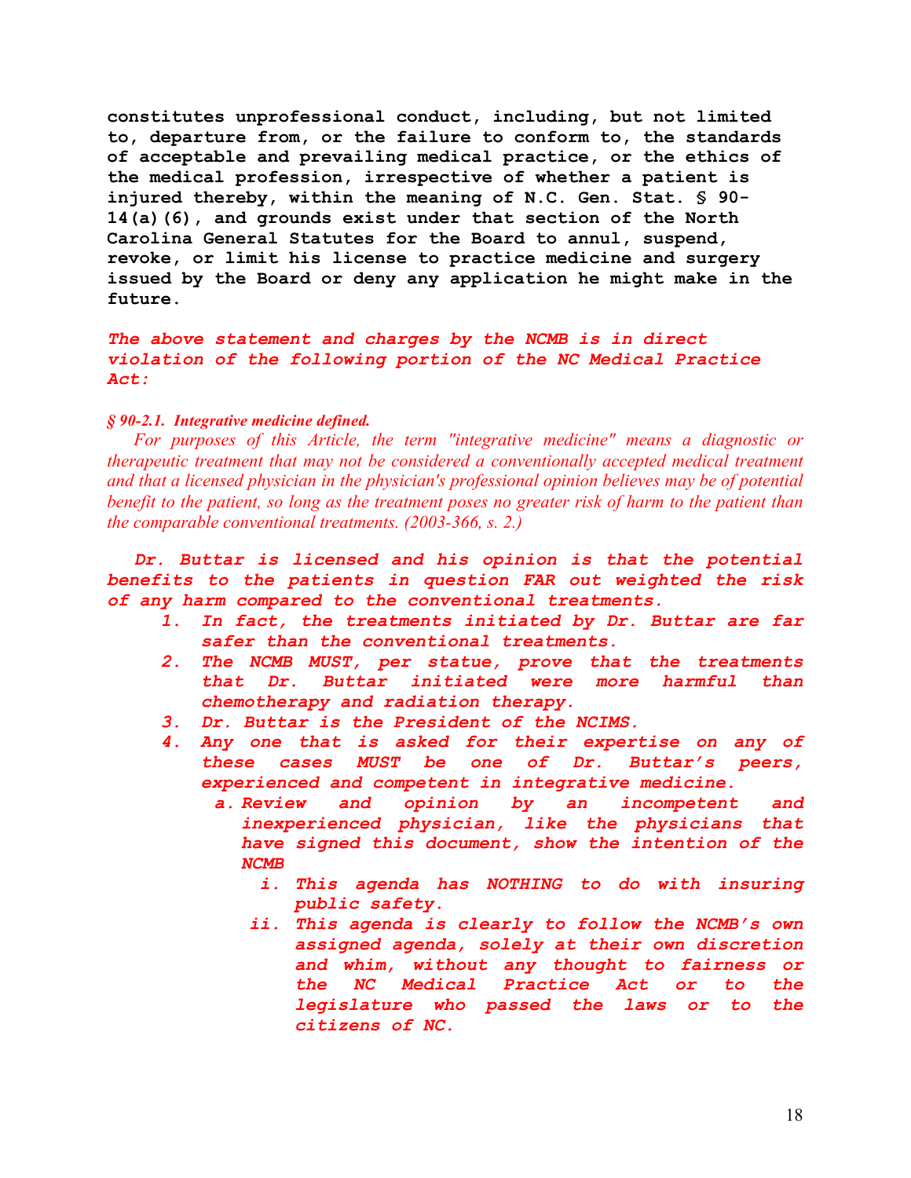**constitutes unprofessional conduct, including, but not limited to, departure from, or the failure to conform to, the standards of acceptable and prevailing medical practice, or the ethics of the medical profession, irrespective of whether a patient is injured thereby, within the meaning of N.C. Gen. Stat. § 90-14(a)(6), and grounds exist under that section of the North Carolina General Statutes for the Board to annul, suspend, revoke, or limit his license to practice medicine and surgery issued by the Board or deny any application he might make in the future.**

***The above statement and charges by the NCMB is in direct violation of the following portion of the NC Medical Practice Act:***

***§ 90-2.1. Integrative medicine defined.***

*For purposes of this Article, the term "integrative medicine" means a diagnostic or therapeutic treatment that may not be considered a conventionally accepted medical treatment and that a licensed physician in the physician's professional opinion believes may be of potential benefit to the patient, so long as the treatment poses no greater risk of harm to the patient than the comparable conventional treatments. (2003-366, s. 2.)*

***Dr. Buttar is licensed and his opinion is that the potential benefits to the patients in question FAR out weighted the risk of any harm compared to the conventional treatments.***

1. ***In fact, the treatments initiated by Dr. Buttar are far safer than the conventional treatments.***
2. ***The NCMB MUST, per statue, prove that the treatments that Dr. Buttar initiated were more harmful than chemotherapy and radiation therapy.***
3. ***Dr. Buttar is the President of the NCIMS.***
4. ***Any one that is asked for their expertise on any of these cases MUST be one of Dr. Buttar's peers, experienced and competent in integrative medicine.***
    a. ***Review and opinion by an incompetent and inexperienced physician, like the physicians that have signed this document, show the intention of the NCMB***
        i. ***This agenda has NOTHING to do with insuring public safety.***
        ii. ***This agenda is clearly to follow the NCMB's own assigned agenda, solely at their own discretion and whim, without any thought to fairness or the NC Medical Practice Act or to the legislature who passed the laws or to the citizens of NC.***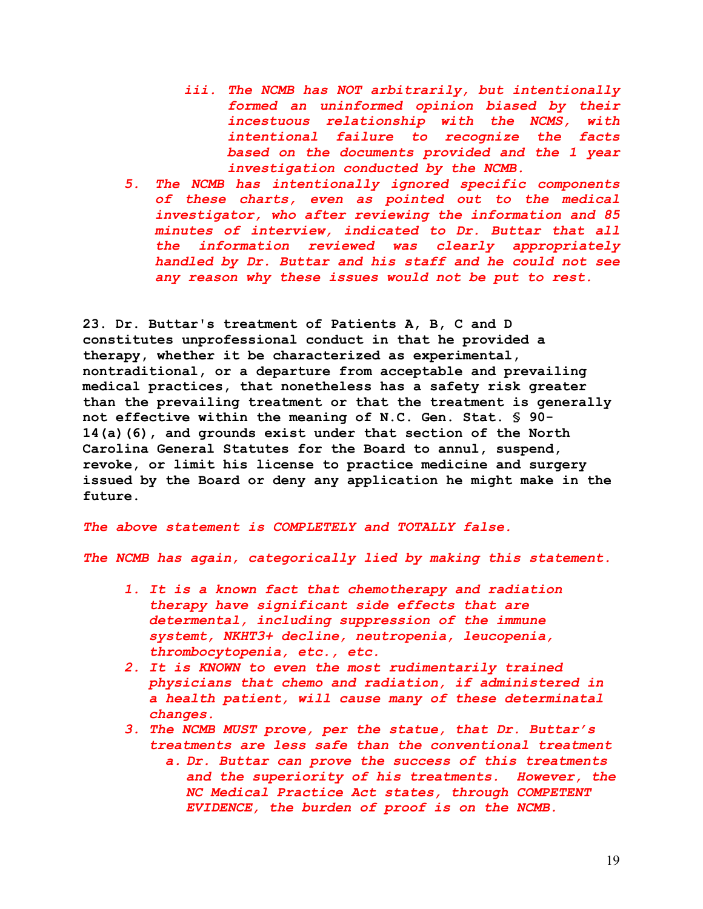*iii. The NCMB has NOT arbitrarily, but intentionally formed an uninformed opinion biased by their incestuous relationship with the NCMS, with intentional failure to recognize the facts based on the documents provided and the 1 year investigation conducted by the NCMB.*

*5. The NCMB has intentionally ignored specific components of these charts, even as pointed out to the medical investigator, who after reviewing the information and 85 minutes of interview, indicated to Dr. Buttar that all the information reviewed was clearly appropriately handled by Dr. Buttar and his staff and he could not see any reason why these issues would not be put to rest.*

**23. Dr. Buttar's treatment of Patients A, B, C and D constitutes unprofessional conduct in that he provided a therapy, whether it be characterized as experimental, nontraditional, or a departure from acceptable and prevailing medical practices, that nonetheless has a safety risk greater than the prevailing treatment or that the treatment is generally not effective within the meaning of N.C. Gen. Stat. § 90-14(a)(6), and grounds exist under that section of the North Carolina General Statutes for the Board to annul, suspend, revoke, or limit his license to practice medicine and surgery issued by the Board or deny any application he might make in the future.**

*The above statement is COMPLETELY and TOTALLY false.*

*The NCMB has again, categorically lied by making this statement.*

1. *It is a known fact that chemotherapy and radiation therapy have significant side effects that are determental, including suppression of the immune systemt, NKHT3+ decline, neutropenia, leucopenia, thrombocytopenia, etc., etc.*
2. *It is KNOWN to even the most rudimentarily trained physicians that chemo and radiation, if administered in a health patient, will cause many of these determinatal changes.*
3. *The NCMB MUST prove, per the statue, that Dr. Buttar's treatments are less safe than the conventional treatment*
   a. *Dr. Buttar can prove the success of this treatments and the superiority of his treatments. However, the NC Medical Practice Act states, through COMPETENT EVIDENCE, the burden of proof is on the NCMB.*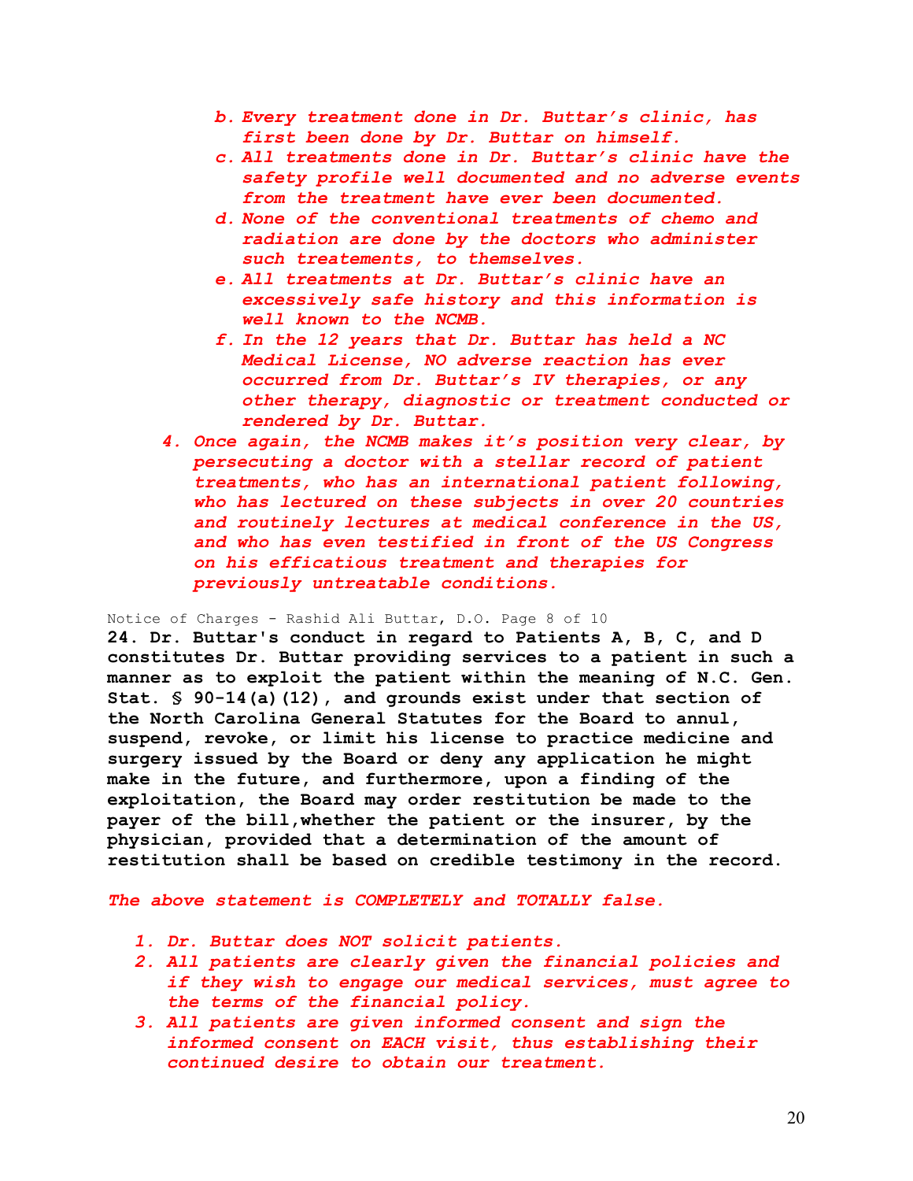b. *Every treatment done in Dr. Buttar's clinic, has first been done by Dr. Buttar on himself.*
   c. *All treatments done in Dr. Buttar's clinic have the safety profile well documented and no adverse events from the treatment have ever been documented.*
   d. *None of the conventional treatments of chemo and radiation are done by the doctors who administer such treatements, to themselves.*
   e. *All treatments at Dr. Buttar's clinic have an excessively safe history and this information is well known to the NCMB.*
   f. *In the 12 years that Dr. Buttar has held a NC Medical License, NO adverse reaction has ever occurred from Dr. Buttar's IV therapies, or any other therapy, diagnostic or treatment conducted or rendered by Dr. Buttar.*

4. *Once again, the NCMB makes it's position very clear, by persecuting a doctor with a stellar record of patient treatments, who has an international patient following, who has lectured on these subjects in over 20 countries and routinely lectures at medical conference in the US, and who has even testified in front of the US Congress on his efficatious treatment and therapies for previously untreatable conditions.*

Notice of Charges - Rashid Ali Buttar, D.O. Page 8 of 10

**24. Dr. Buttar's conduct in regard to Patients A, B, C, and D constitutes Dr. Buttar providing services to a patient in such a manner as to exploit the patient within the meaning of N.C. Gen. Stat. § 90-14(a)(12), and grounds exist under that section of the North Carolina General Statutes for the Board to annul, suspend, revoke, or limit his license to practice medicine and surgery issued by the Board or deny any application he might make in the future, and furthermore, upon a finding of the exploitation, the Board may order restitution be made to the payer of the bill,whether the patient or the insurer, by the physician, provided that a determination of the amount of restitution shall be based on credible testimony in the record.**

*The above statement is COMPLETELY and TOTALLY false.*

1. *Dr. Buttar does NOT solicit patients.*
2. *All patients are clearly given the financial policies and if they wish to engage our medical services, must agree to the terms of the financial policy.*
3. *All patients are given informed consent and sign the informed consent on EACH visit, thus establishing their continued desire to obtain our treatment.*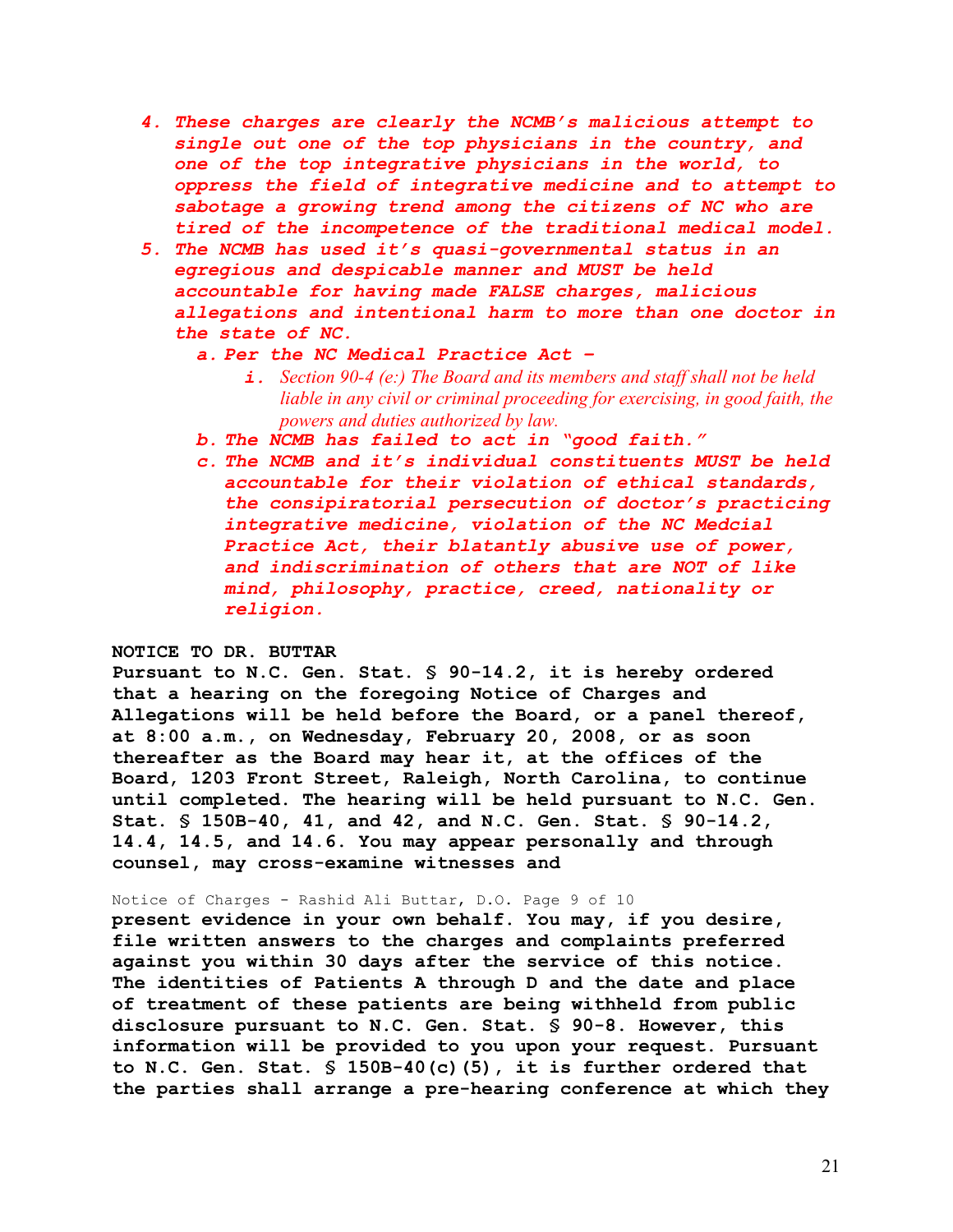4. ***These charges are clearly the NCMB's malicious attempt to single out one of the top physicians in the country, and one of the top integrative physicians in the world, to oppress the field of integrative medicine and to attempt to sabotage a growing trend among the citizens of NC who are tired of the incompetence of the traditional medical model.***
5. ***The NCMB has used it's quasi-governmental status in an egregious and despicable manner and MUST be held accountable for having made FALSE charges, malicious allegations and intentional harm to more than one doctor in the state of NC.***
   a. ***Per the NC Medical Practice Act –***
      i. *Section 90-4 (e:) The Board and its members and staff shall not be held liable in any civil or criminal proceeding for exercising, in good faith, the powers and duties authorized by law.*
   b. ***The NCMB has failed to act in "good faith."***
   c. ***The NCMB and it's individual constituents MUST be held accountable for their violation of ethical standards, the consipiratorial persecution of doctor's practicing integrative medicine, violation of the NC Medcial Practice Act, their blatantly abusive use of power, and indiscrimination of others that are NOT of like mind, philosophy, practice, creed, nationality or religion.***

**NOTICE TO DR. BUTTAR**

**Pursuant to N.C. Gen. Stat. § 90-14.2, it is hereby ordered that a hearing on the foregoing Notice of Charges and Allegations will be held before the Board, or a panel thereof, at 8:00 a.m., on Wednesday, February 20, 2008, or as soon thereafter as the Board may hear it, at the offices of the Board, 1203 Front Street, Raleigh, North Carolina, to continue until completed. The hearing will be held pursuant to N.C. Gen. Stat. § 150B-40, 41, and 42, and N.C. Gen. Stat. § 90-14.2, 14.4, 14.5, and 14.6. You may appear personally and through counsel, may cross-examine witnesses and**

Notice of Charges - Rashid Ali Buttar, D.O. Page 9 of 10

**present evidence in your own behalf. You may, if you desire, file written answers to the charges and complaints preferred against you within 30 days after the service of this notice. The identities of Patients A through D and the date and place of treatment of these patients are being withheld from public disclosure pursuant to N.C. Gen. Stat. § 90-8. However, this information will be provided to you upon your request. Pursuant to N.C. Gen. Stat. § 150B-40(c)(5), it is further ordered that the parties shall arrange a pre-hearing conference at which they**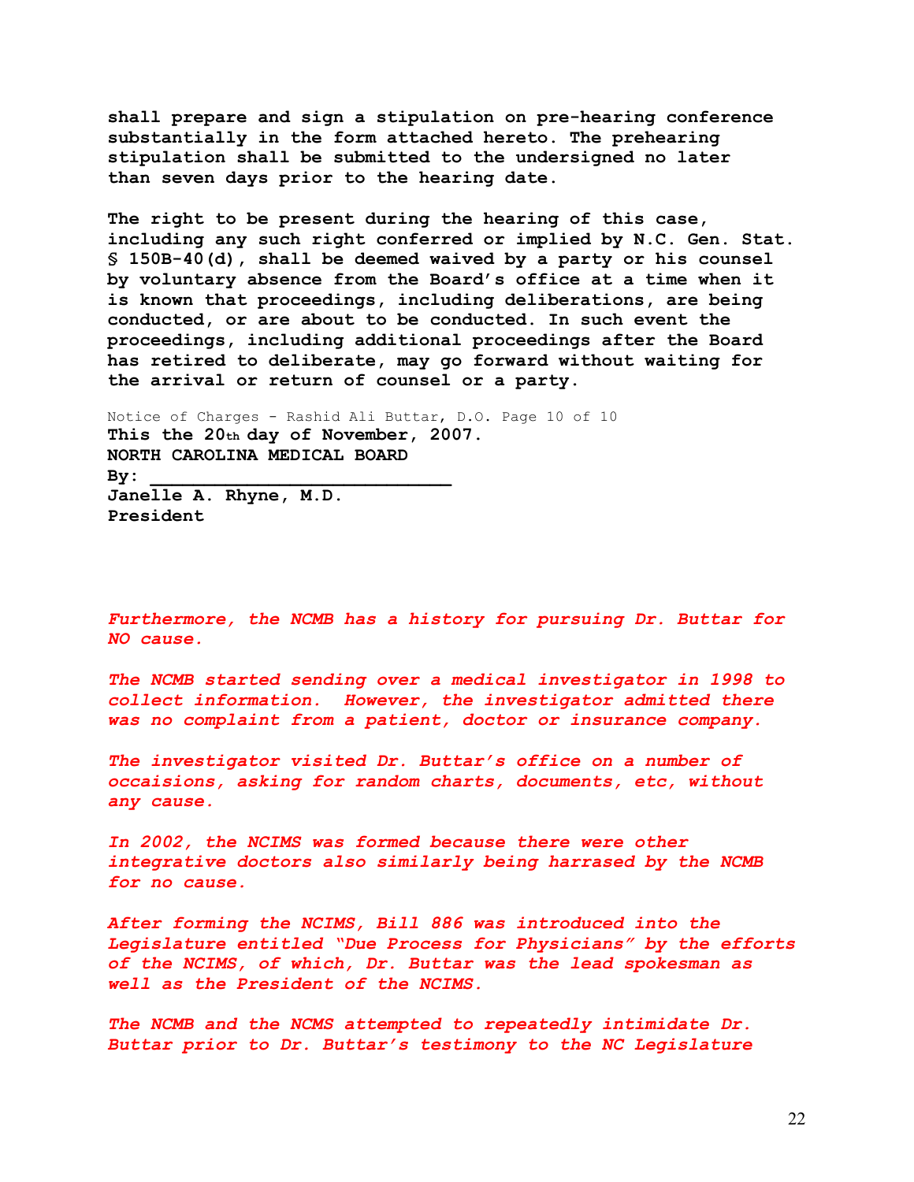**shall prepare and sign a stipulation on pre-hearing conference substantially in the form attached hereto. The prehearing stipulation shall be submitted to the undersigned no later than seven days prior to the hearing date.**

**The right to be present during the hearing of this case, including any such right conferred or implied by N.C. Gen. Stat. § 150B-40(d), shall be deemed waived by a party or his counsel by voluntary absence from the Board's office at a time when it is known that proceedings, including deliberations, are being conducted, or are about to be conducted. In such event the proceedings, including additional proceedings after the Board has retired to deliberate, may go forward without waiting for the arrival or return of counsel or a party.**

Notice of Charges - Rashid Ali Buttar, D.O. Page 10 of 10

**This the 20th day of November, 2007.**
**NORTH CAROLINA MEDICAL BOARD**
**By: ___________________________**
**Janelle A. Rhyne, M.D.**
**President**

***Furthermore, the NCMB has a history for pursuing Dr. Buttar for NO cause.***

***The NCMB started sending over a medical investigator in 1998 to collect information. However, the investigator admitted there was no complaint from a patient, doctor or insurance company.***

***The investigator visited Dr. Buttar's office on a number of occaisions, asking for random charts, documents, etc, without any cause.***

***In 2002, the NCIMS was formed because there were other integrative doctors also similarly being harrased by the NCMB for no cause.***

***After forming the NCIMS, Bill 886 was introduced into the Legislature entitled "Due Process for Physicians" by the efforts of the NCIMS, of which, Dr. Buttar was the lead spokesman as well as the President of the NCIMS.***

***The NCMB and the NCMS attempted to repeatedly intimidate Dr. Buttar prior to Dr. Buttar's testimony to the NC Legislature***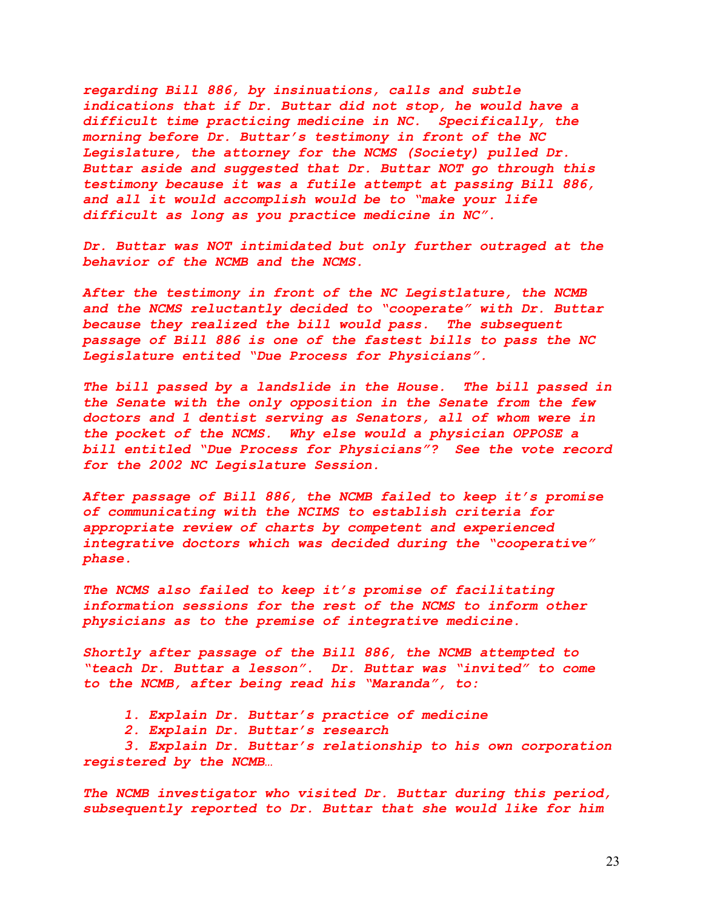*regarding Bill 886, by insinuations, calls and subtle indications that if Dr. Buttar did not stop, he would have a difficult time practicing medicine in NC. Specifically, the morning before Dr. Buttar's testimony in front of the NC Legislature, the attorney for the NCMS (Society) pulled Dr. Buttar aside and suggested that Dr. Buttar NOT go through this testimony because it was a futile attempt at passing Bill 886, and all it would accomplish would be to "make your life difficult as long as you practice medicine in NC".*

*Dr. Buttar was NOT intimidated but only further outraged at the behavior of the NCMB and the NCMS.*

*After the testimony in front of the NC Legistlature, the NCMB and the NCMS reluctantly decided to "cooperate" with Dr. Buttar because they realized the bill would pass. The subsequent passage of Bill 886 is one of the fastest bills to pass the NC Legislature entited "Due Process for Physicians".*

*The bill passed by a landslide in the House. The bill passed in the Senate with the only opposition in the Senate from the few doctors and 1 dentist serving as Senators, all of whom were in the pocket of the NCMS. Why else would a physician OPPOSE a bill entitled "Due Process for Physicians"? See the vote record for the 2002 NC Legislature Session.*

*After passage of Bill 886, the NCMB failed to keep it's promise of communicating with the NCIMS to establish criteria for appropriate review of charts by competent and experienced integrative doctors which was decided during the "cooperative" phase.*

*The NCMS also failed to keep it's promise of facilitating information sessions for the rest of the NCMS to inform other physicians as to the premise of integrative medicine.*

*Shortly after passage of the Bill 886, the NCMB attempted to "teach Dr. Buttar a lesson". Dr. Buttar was "invited" to come to the NCMB, after being read his "Maranda", to:*

1. *Explain Dr. Buttar's practice of medicine*
2. *Explain Dr. Buttar's research*
3. *Explain Dr. Buttar's relationship to his own corporation registered by the NCMB…*

*The NCMB investigator who visited Dr. Buttar during this period, subsequently reported to Dr. Buttar that she would like for him*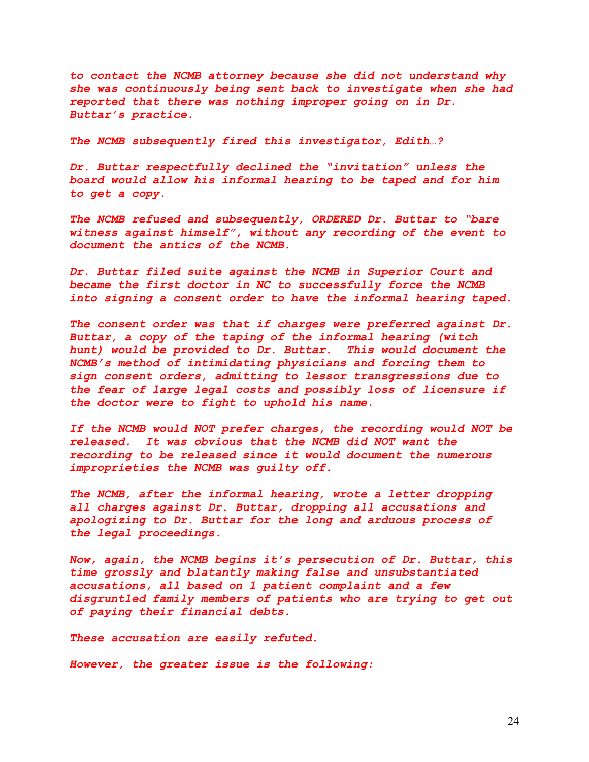*to contact the NCMB attorney because she did not understand why she was continuously being sent back to investigate when she had reported that there was nothing improper going on in Dr. Buttar's practice.*

*The NCMB subsequently fired this investigator, Edith…?*

*Dr. Buttar respectfully declined the "invitation" unless the board would allow his informal hearing to be taped and for him to get a copy.*

*The NCMB refused and subsequently, ORDERED Dr. Buttar to "bare witness against himself", without any recording of the event to document the antics of the NCMB.*

*Dr. Buttar filed suite against the NCMB in Superior Court and became the first doctor in NC to successfully force the NCMB into signing a consent order to have the informal hearing taped.*

*The consent order was that if charges were preferred against Dr. Buttar, a copy of the taping of the informal hearing (witch hunt) would be provided to Dr. Buttar. This would document the NCMB's method of intimidating physicians and forcing them to sign consent orders, admitting to lessor transgressions due to the fear of large legal costs and possibly loss of licensure if the doctor were to fight to uphold his name.*

*If the NCMB would NOT prefer charges, the recording would NOT be released. It was obvious that the NCMB did NOT want the recording to be released since it would document the numerous improprieties the NCMB was guilty off.*

*The NCMB, after the informal hearing, wrote a letter dropping all charges against Dr. Buttar, dropping all accusations and apologizing to Dr. Buttar for the long and arduous process of the legal proceedings.*

*Now, again, the NCMB begins it's persecution of Dr. Buttar, this time grossly and blatantly making false and unsubstantiated accusations, all based on 1 patient complaint and a few disgruntled family members of patients who are trying to get out of paying their financial debts.*

*These accusation are easily refuted.*

*However, the greater issue is the following:*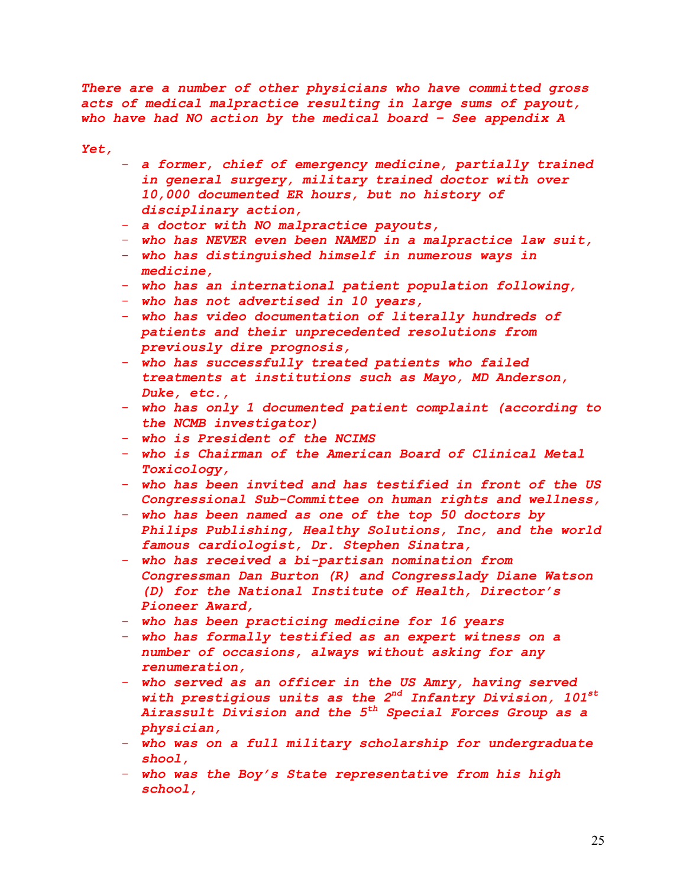*There are a number of other physicians who have committed gross acts of medical malpractice resulting in large sums of payout, who have had NO action by the medical board – See appendix A*

*Yet,*

- *a former, chief of emergency medicine, partially trained in general surgery, military trained doctor with over 10,000 documented ER hours, but no history of disciplinary action,*
- *a doctor with NO malpractice payouts,*
- *who has NEVER even been NAMED in a malpractice law suit,*
- *who has distinguished himself in numerous ways in medicine,*
- *who has an international patient population following,*
- *who has not advertised in 10 years,*
- *who has video documentation of literally hundreds of patients and their unprecedented resolutions from previously dire prognosis,*
- *who has successfully treated patients who failed treatments at institutions such as Mayo, MD Anderson, Duke, etc.,*
- *who has only 1 documented patient complaint (according to the NCMB investigator)*
- *who is President of the NCIMS*
- *who is Chairman of the American Board of Clinical Metal Toxicology,*
- *who has been invited and has testified in front of the US Congressional Sub-Committee on human rights and wellness,*
- *who has been named as one of the top 50 doctors by Philips Publishing, Healthy Solutions, Inc, and the world famous cardiologist, Dr. Stephen Sinatra,*
- *who has received a bi-partisan nomination from Congressman Dan Burton (R) and Congresslady Diane Watson (D) for the National Institute of Health, Director's Pioneer Award,*
- *who has been practicing medicine for 16 years*
- *who has formally testified as an expert witness on a number of occasions, always without asking for any renumeration,*
- *who served as an officer in the US Amry, having served with prestigious units as the 2nd Infantry Division, 101st Airassult Division and the 5th Special Forces Group as a physician,*
- *who was on a full military scholarship for undergraduate shool,*
- *who was the Boy's State representative from his high school,*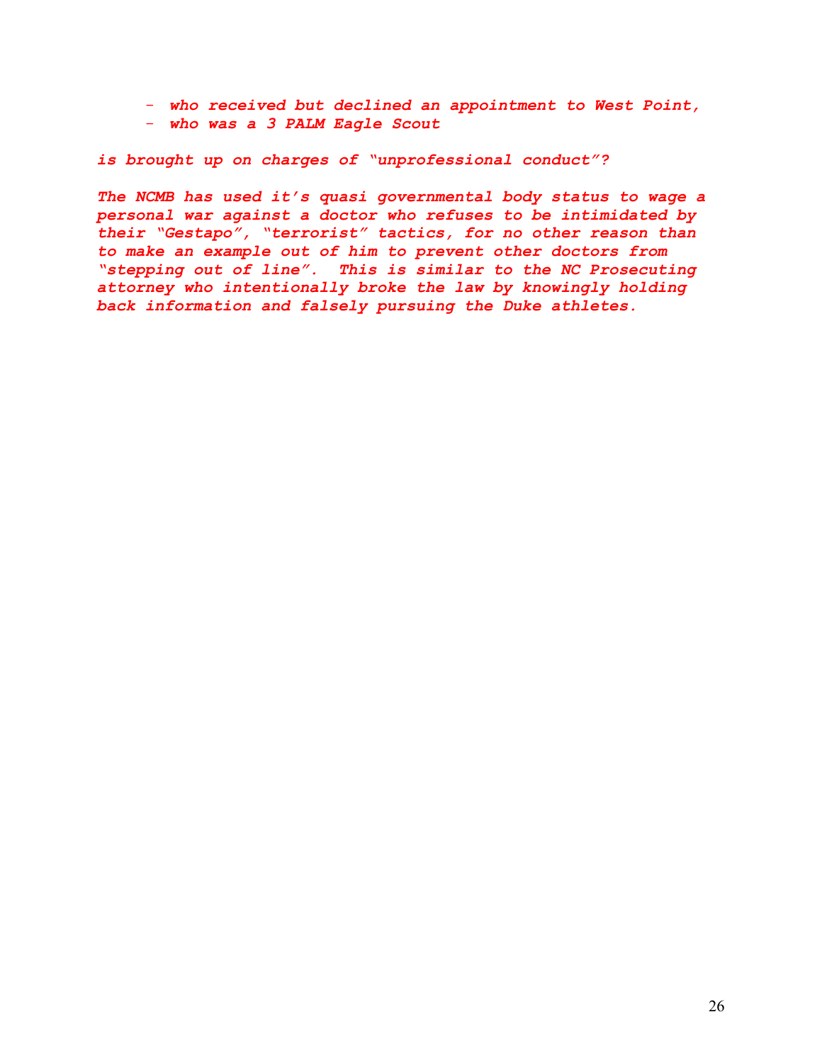- *who received but declined an appointment to West Point,*
- *who was a 3 PALM Eagle Scout*

*is brought up on charges of "unprofessional conduct"?*

*The NCMB has used it's quasi governmental body status to wage a personal war against a doctor who refuses to be intimidated by their "Gestapo", "terrorist" tactics, for no other reason than to make an example out of him to prevent other doctors from "stepping out of line". This is similar to the NC Prosecuting attorney who intentionally broke the law by knowingly holding back information and falsely pursuing the Duke athletes.*